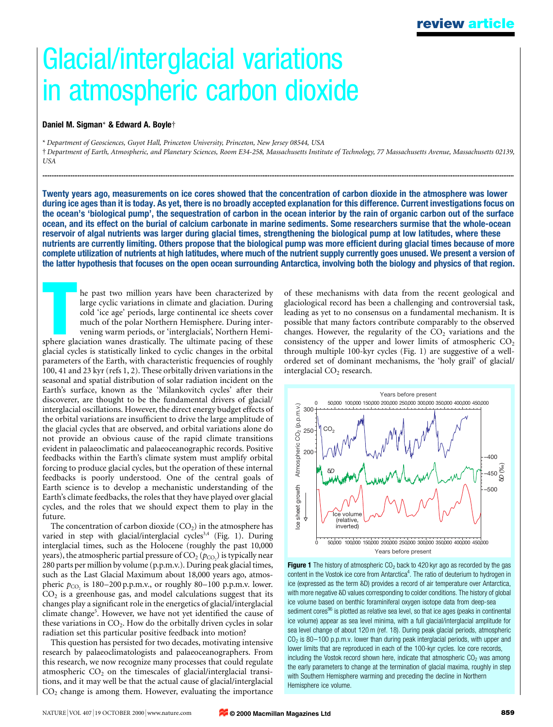# Glacial/interglacial variations in atmospheric carbon dioxide

**Daniel M. Sigman*** **& Edward A. Boyle†**

\* *Department of Geosciences, Guyot Hall, Princeton University, Princeton, New Jersey 08544, USA*

† *Department of Earth, Atmospheric, and Planetary Sciences, Room E34-258, Massachusetts Institute of Technology, 77 Massachusetts Avenue, Massachusetts 02139, USA*

**Twenty years ago, measurements on ice cores showed that the concentration of carbon dioxide in the atmosphere was lower during ice ages than it is today. As yet, there is no broadly accepted explanation for this difference. Current investigations focus on the ocean's 'biological pump', the sequestration of carbon in the ocean interior by the rain of organic carbon out of the surface ocean, and its effect on the burial of calcium carbonate in marine sediments. Some researchers surmise that the whole-ocean reservoir of algal nutrients was larger during glacial times, strengthening the biological pump at low latitudes, where these nutrients are currently limiting. Others propose that the biological pump was more efficient during glacial times because of more complete utilization of nutrients at high latitudes, where much of the nutrient supply currently goes unused. We present a version of the latter hypothesis that focuses on the open ocean surrounding Antarctica, involving both the biology and physics of that region.**

The past two million years have been characterized by large cyclic variations in climate and glaciation. During cold 'ice age' periods, large continental ice sheets cover much of the polar Northern Hemisphere. During intervening warm periods, or 'interglacials', Northern Hemisphere glaciation wanes drastically. The ultimate pacing of these glacial cycles is statistically linked to cyclic changes in the orbital parameters of the Earth, with characteristic frequencies of roughly 100, 41 and 23 kyr (refs 1, 2). These orbitally driven variations in the seasonal and spatial distribution of solar radiation incident on the Earth's surface, known as the 'Milankovitch cycles' after their discoverer, are thought to be the fundamental drivers of glacial/interglacial oscillations. However, the direct energy budget effects of the orbital variations are insufficient to drive the large amplitude of the glacial cycles that are observed, and orbital variations alone do not provide an obvious cause of the rapid climate transitions evident in palaeoclimatic and palaeoceanographic records. Positive feedbacks within the Earth's climate system must amplify orbital forcing to produce glacial cycles, but the operation of these internal feedbacks is poorly understood. One of the central goals of Earth science is to develop a mechanistic understanding of the Earth's climate feedbacks, the roles that they have played over glacial cycles, and the roles that we should expect them to play in the future.

The concentration of carbon dioxide ($CO_2$) in the atmosphere has varied in step with glacial/interglacial cycles[3,4] (Fig. 1). During interglacial times, such as the Holocene (roughly the past 10,000 years), the atmospheric partial pressure of $CO_2$ ($p_{CO_2}$) is typically near 280 parts per million by volume (p.p.m.v.). During peak glacial times, such as the Last Glacial Maximum about 18,000 years ago, atmospheric $p_{CO_2}$ is 180–200 p.p.m.v., or roughly 80–100 p.p.m.v. lower. $CO_2$ is a greenhouse gas, and model calculations suggest that its changes play a significant role in the energetics of glacial/interglacial climate change[5]. However, we have not yet identified the cause of these variations in $CO_2$. How do the orbitally driven cycles in solar radiation set this particular positive feedback into motion?

This question has persisted for two decades, motivating intensive research by palaeoclimatologists and palaeoceanographers. From this research, we now recognize many processes that could regulate atmospheric $CO_2$ on the timescales of glacial/interglacial transitions, and it may well be that the actual cause of glacial/interglacial $CO_2$ change is among them. However, evaluating the importance of these mechanisms with data from the recent geological and glaciological record has been a challenging and controversial task, leading as yet to no consensus on a fundamental mechanism. It is possible that many factors contribute comparably to the observed changes. However, the regularity of the $CO_2$ variations and the consistency of the upper and lower limits of atmospheric $CO_2$ through multiple 100-kyr cycles (Fig. 1) are suggestive of a well-ordered set of dominant mechanisms, the 'holy grail' of glacial/interglacial $CO_2$ research.

**Figure 1** The history of atmospheric $CO_2$ back to 420 kyr ago as recorded by the gas content in the Vostok ice core from Antarctica[4]. The ratio of deuterium to hydrogen in ice (expressed as the term δD) provides a record of air temperature over Antarctica, with more negative δD values corresponding to colder conditions. The history of global ice volume based on benthic foraminiferal oxygen isotope data from deep-sea sediment cores[96] is plotted as relative sea level, so that ice ages (peaks in continental ice volume) appear as sea level minima, with a full glacial/interglacial amplitude for sea level change of about 120 m (ref. 18). During peak glacial periods, atmospheric $CO_2$ is 80–100 p.p.m.v. lower than during peak interglacial periods, with upper and lower limits that are reproduced in each of the 100-kyr cycles. Ice core records, including the Vostok record shown here, indicate that atmospheric $CO_2$ was among the early parameters to change at the termination of glacial maxima, roughly in step with Southern Hemisphere warming and preceding the decline in Northern Hemisphere ice volume.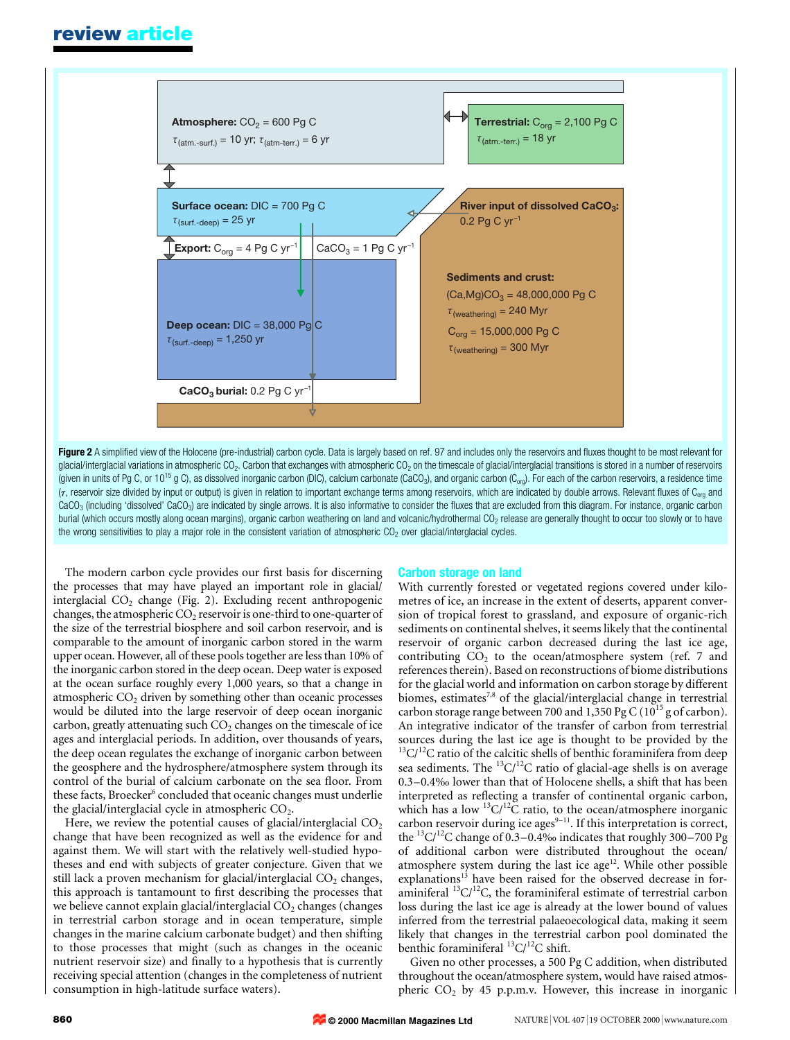**Figure 2** A simplified view of the Holocene (pre-industrial) carbon cycle. Data is largely based on ref. 97 and includes only the reservoirs and fluxes thought to be most relevant for glacial/interglacial variations in atmospheric $CO_2$. Carbon that exchanges with atmospheric $CO_2$ on the timescale of glacial/interglacial transitions is stored in a number of reservoirs (given in units of Pg C, or $10^{15}$ g C), as dissolved inorganic carbon (DIC), calcium carbonate ($CaCO_3$), and organic carbon ($C_{org}$). For each of the carbon reservoirs, a residence time ($\tau$, reservoir size divided by input or output) is given in relation to important exchange terms among reservoirs, which are indicated by double arrows. Relevant fluxes of $C_{org}$ and $CaCO_3$ (including 'dissolved' $CaCO_3$) are indicated by single arrows. It is also informative to consider the fluxes that are excluded from this diagram. For instance, organic carbon burial (which occurs mostly along ocean margins), organic carbon weathering on land and volcanic/hydrothermal $CO_2$ release are generally thought to occur too slowly or to have the wrong sensitivities to play a major role in the consistent variation of atmospheric $CO_2$ over glacial/interglacial cycles.

The modern carbon cycle provides our first basis for discerning the processes that may have played an important role in glacial/interglacial $CO_2$ change (Fig. 2). Excluding recent anthropogenic changes, the atmospheric $CO_2$ reservoir is one-third to one-quarter of the size of the terrestrial biosphere and soil carbon reservoir, and is comparable to the amount of inorganic carbon stored in the warm upper ocean. However, all of these pools together are less than 10% of the inorganic carbon stored in the deep ocean. Deep water is exposed at the ocean surface roughly every 1,000 years, so that a change in atmospheric $CO_2$ driven by something other than oceanic processes would be diluted into the large reservoir of deep ocean inorganic carbon, greatly attenuating such $CO_2$ changes on the timescale of ice ages and interglacial periods. In addition, over thousands of years, the deep ocean regulates the exchange of inorganic carbon between the geosphere and the hydrosphere/atmosphere system through its control of the burial of calcium carbonate on the sea floor. From these facts, Broecker[6] concluded that oceanic changes must underlie the glacial/interglacial cycle in atmospheric $CO_2$.

Here, we review the potential causes of glacial/interglacial $CO_2$ change that have been recognized as well as the evidence for and against them. We will start with the relatively well-studied hypotheses and end with subjects of greater conjecture. Given that we still lack a proven mechanism for glacial/interglacial $CO_2$ changes, this approach is tantamount to first describing the processes that we believe cannot explain glacial/interglacial $CO_2$ changes (changes in terrestrial carbon storage and in ocean temperature, simple changes in the marine calcium carbonate budget) and then shifting to those processes that might (such as changes in the oceanic nutrient reservoir size) and finally to a hypothesis that is currently receiving special attention (changes in the completeness of nutrient consumption in high-latitude surface waters).

## Carbon storage on land

With currently forested or vegetated regions covered under kilometres of ice, an increase in the extent of deserts, apparent conversion of tropical forest to grassland, and exposure of organic-rich sediments on continental shelves, it seems likely that the continental reservoir of organic carbon decreased during the last ice age, contributing $CO_2$ to the ocean/atmosphere system (ref. 7 and references therein). Based on reconstructions of biome distributions for the glacial world and information on carbon storage by different biomes, estimates[7,8] of the glacial/interglacial change in terrestrial carbon storage range between 700 and 1,350 Pg C ($10^{15}$ g of carbon). An integrative indicator of the transfer of carbon from terrestrial sources during the last ice age is thought to be provided by the $^{13}C/^{12}C$ ratio of the calcitic shells of benthic foraminifera from deep sea sediments. The $^{13}C/^{12}C$ ratio of glacial-age shells is on average 0.3–0.4‰ lower than that of Holocene shells, a shift that has been interpreted as reflecting a transfer of continental organic carbon, which has a low $^{13}C/^{12}C$ ratio, to the ocean/atmosphere inorganic carbon reservoir during ice ages[9–11]. If this interpretation is correct, the $^{13}C/^{12}C$ change of 0.3–0.4‰ indicates that roughly 300–700 Pg of additional carbon were distributed throughout the ocean/atmosphere system during the last ice age[12]. While other possible explanations[13] have been raised for the observed decrease in foraminiferal $^{13}C/^{12}C$, the foraminiferal estimate of terrestrial carbon loss during the last ice age is already at the lower bound of values inferred from the terrestrial palaeoecological data, making it seem likely that changes in the terrestrial carbon pool dominated the benthic foraminiferal $^{13}C/^{12}C$ shift.

Given no other processes, a 500 Pg C addition, when distributed throughout the ocean/atmosphere system, would have raised atmospheric $CO_2$ by 45 p.p.m.v. However, this increase in inorganic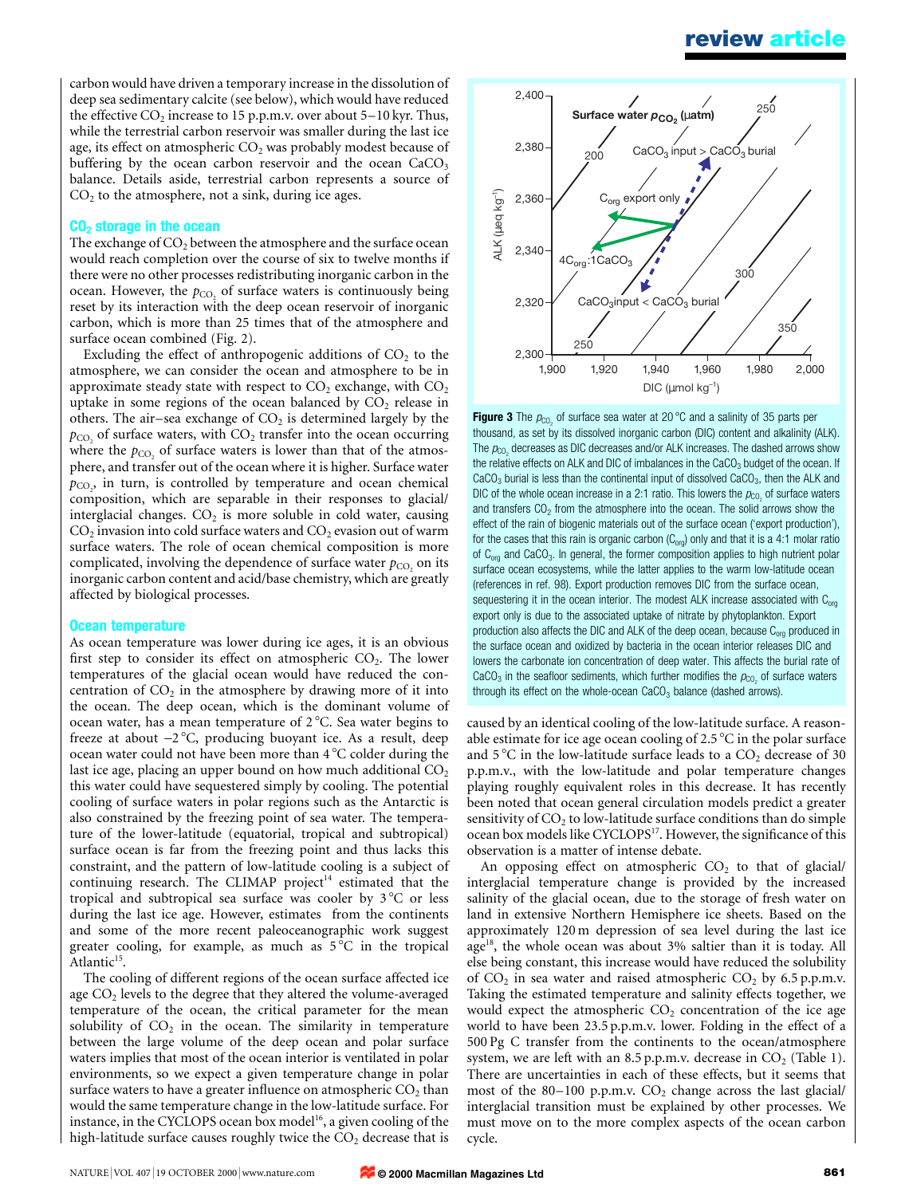carbon would have driven a temporary increase in the dissolution of deep sea sedimentary calcite (see below), which would have reduced the effective $CO_2$ increase to 15 p.p.m.v. over about 5–10 kyr. Thus, while the terrestrial carbon reservoir was smaller during the last ice age, its effect on atmospheric $CO_2$ was probably modest because of buffering by the ocean carbon reservoir and the ocean $CaCO_3$ balance. Details aside, terrestrial carbon represents a source of $CO_2$ to the atmosphere, not a sink, during ice ages.

## $CO_2$ storage in the ocean

The exchange of $CO_2$ between the atmosphere and the surface ocean would reach completion over the course of six to twelve months if there were no other processes redistributing inorganic carbon in the ocean. However, the $p_{CO_2}$ of surface waters is continuously being reset by its interaction with the deep ocean reservoir of inorganic carbon, which is more than 25 times that of the atmosphere and surface ocean combined (Fig. 2).

Excluding the effect of anthropogenic additions of $CO_2$ to the atmosphere, we can consider the ocean and atmosphere to be in approximate steady state with respect to $CO_2$ exchange, with $CO_2$ uptake in some regions of the ocean balanced by $CO_2$ release in others. The air–sea exchange of $CO_2$ is determined largely by the $p_{CO_2}$ of surface waters, with $CO_2$ transfer into the ocean occurring where the $p_{CO_2}$ of surface waters is lower than that of the atmosphere, and transfer out of the ocean where it is higher. Surface water $p_{CO_2}$, in turn, is controlled by temperature and ocean chemical composition, which are separable in their responses to glacial/interglacial changes. $CO_2$ is more soluble in cold water, causing $CO_2$ invasion into cold surface waters and $CO_2$ evasion out of warm surface waters. The role of ocean chemical composition is more complicated, involving the dependence of surface water $p_{CO_2}$ on its inorganic carbon content and acid/base chemistry, which are greatly affected by biological processes.

## Ocean temperature

As ocean temperature was lower during ice ages, it is an obvious first step to consider its effect on atmospheric $CO_2$. The lower temperatures of the glacial ocean would have reduced the concentration of $CO_2$ in the atmosphere by drawing more of it into the ocean. The deep ocean, which is the dominant volume of ocean water, has a mean temperature of 2 °C. Sea water begins to freeze at about −2 °C, producing buoyant ice. As a result, deep ocean water could not have been more than 4 °C colder during the last ice age, placing an upper bound on how much additional $CO_2$ this water could have sequestered simply by cooling. The potential cooling of surface waters in polar regions such as the Antarctic is also constrained by the freezing point of sea water. The temperature of the lower-latitude (equatorial, tropical and subtropical) surface ocean is far from the freezing point and thus lacks this constraint, and the pattern of low-latitude cooling is a subject of continuing research. The CLIMAP project[14] estimated that the tropical and subtropical sea surface was cooler by 3 °C or less during the last ice age. However, estimates from the continents and some of the more recent paleoceanographic work suggest greater cooling, for example, as much as 5 °C in the tropical Atlantic[15].

The cooling of different regions of the ocean surface affected ice age $CO_2$ levels to the degree that they altered the volume-averaged temperature of the ocean, the critical parameter for the mean solubility of $CO_2$ in the ocean. The similarity in temperature between the large volume of the deep ocean and polar surface waters implies that most of the ocean interior is ventilated in polar environments, so we expect a given temperature change in polar surface waters to have a greater influence on atmospheric $CO_2$ than would the same temperature change in the low-latitude surface. For instance, in the CYCLOPS ocean box model[16], a given cooling of the high-latitude surface causes roughly twice the $CO_2$ decrease that is caused by an identical cooling of the low-latitude surface. A reasonable estimate for ice age ocean cooling of 2.5 °C in the polar surface and 5 °C in the low-latitude surface leads to a $CO_2$ decrease of 30 p.p.m.v., with the low-latitude and polar temperature changes playing roughly equivalent roles in this decrease. It has recently been noted that ocean general circulation models predict a greater sensitivity of $CO_2$ to low-latitude surface conditions than do simple ocean box models like CYCLOPS[17]. However, the significance of this observation is a matter of intense debate.

An opposing effect on atmospheric $CO_2$ to that of glacial/interglacial temperature change is provided by the increased salinity of the glacial ocean, due to the storage of fresh water on land in extensive Northern Hemisphere ice sheets. Based on the approximately 120 m depression of sea level during the last ice age[18], the whole ocean was about 3% saltier than it is today. All else being constant, this increase would have reduced the solubility of $CO_2$ in sea water and raised atmospheric $CO_2$ by 6.5 p.p.m.v. Taking the estimated temperature and salinity effects together, we would expect the atmospheric $CO_2$ concentration of the ice age world to have been 23.5 p.p.m.v. lower. Folding in the effect of a 500 Pg C transfer from the continents to the ocean/atmosphere system, we are left with an 8.5 p.p.m.v. decrease in $CO_2$ (Table 1). There are uncertainties in each of these effects, but it seems that most of the 80–100 p.p.m.v. $CO_2$ change across the last glacial/interglacial transition must be explained by other processes. We must move on to the more complex aspects of the ocean carbon cycle.

**Figure 3** The $p_{CO_2}$ of surface sea water at 20 °C and a salinity of 35 parts per thousand, as set by its dissolved inorganic carbon (DIC) content and alkalinity (ALK). The $p_{CO_2}$ decreases as DIC decreases and/or ALK increases. The dashed arrows show the relative effects on ALK and DIC of imbalances in the $CaCO_3$ budget of the ocean. If $CaCO_3$ burial is less than the continental input of dissolved $CaCO_3$, then the ALK and DIC of the whole ocean increase in a 2:1 ratio. This lowers the $p_{CO_2}$ of surface waters and transfers $CO_2$ from the atmosphere into the ocean. The solid arrows show the effect of the rain of biogenic materials out of the surface ocean ('export production'), for the cases that this rain is organic carbon ($C_{org}$) only and that it is a 4:1 molar ratio of $C_{org}$ and $CaCO_3$. In general, the former composition applies to high nutrient polar surface ocean ecosystems, while the latter applies to the warm low-latitude ocean (references in ref. 98). Export production removes DIC from the surface ocean, sequestering it in the ocean interior. The modest ALK increase associated with $C_{org}$ export only is due to the associated uptake of nitrate by phytoplankton. Export production also affects the DIC and ALK of the deep ocean, because $C_{org}$ produced in the surface ocean and oxidized by bacteria in the ocean interior releases DIC and lowers the carbonate ion concentration of deep water. This affects the burial rate of $CaCO_3$ in the seafloor sediments, which further modifies the $p_{CO_2}$ of surface waters through its effect on the whole-ocean $CaCO_3$ balance (dashed arrows).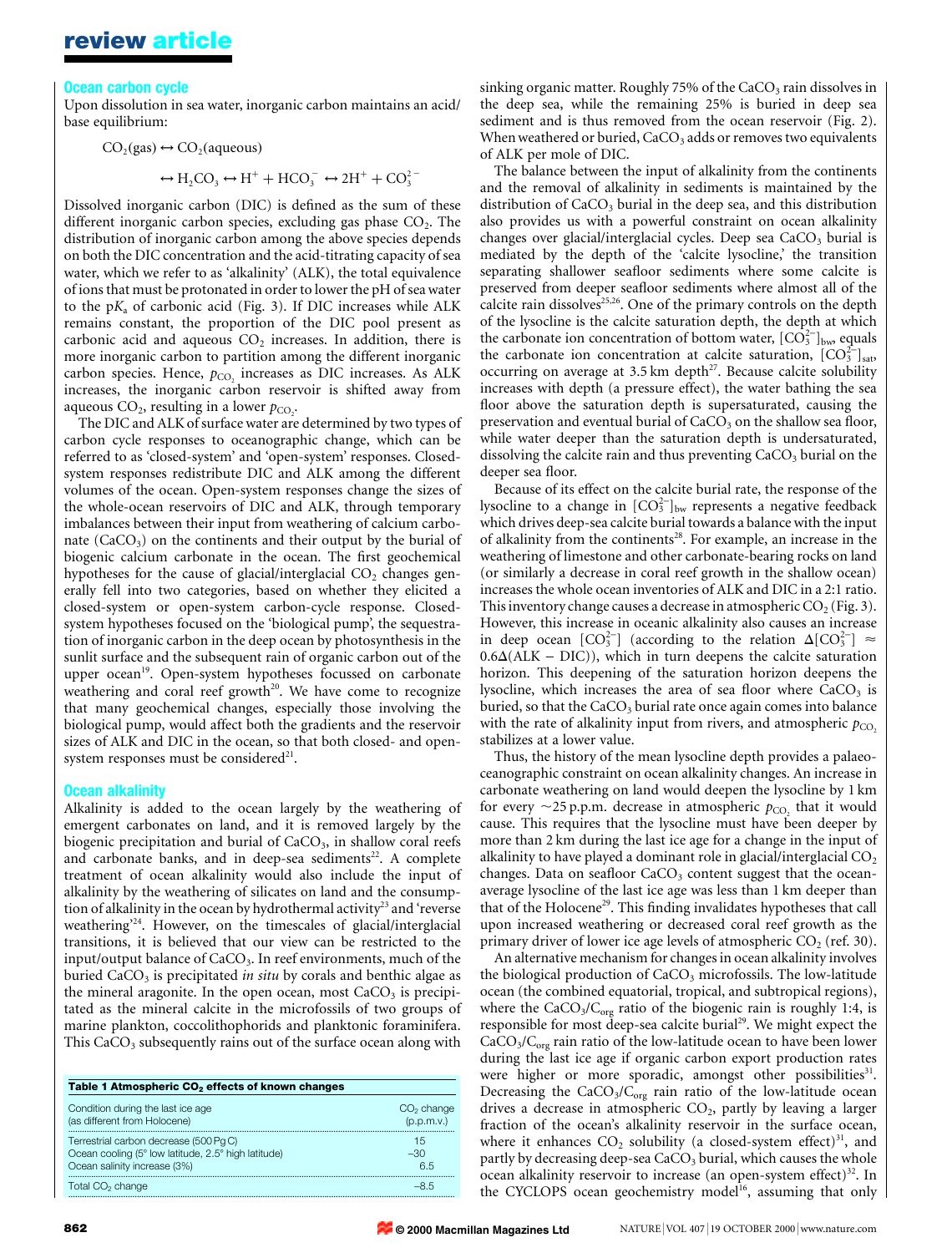## Ocean carbon cycle

Upon dissolution in sea water, inorganic carbon maintains an acid/base equilibrium:

$$CO_2(\text{gas}) \leftrightarrow CO_2(\text{aqueous})$$

$$\leftrightarrow H_2CO_3 \leftrightarrow H^+ + HCO_3^- \leftrightarrow 2H^+ + CO_3^{2-}$$

Dissolved inorganic carbon (DIC) is defined as the sum of these different inorganic carbon species, excluding gas phase $CO_2$. The distribution of inorganic carbon among the above species depends on both the DIC concentration and the acid-titrating capacity of sea water, which we refer to as 'alkalinity' (ALK), the total equivalence of ions that must be protonated in order to lower the pH of sea water to the $pK_a$ of carbonic acid (Fig. 3). If DIC increases while ALK remains constant, the proportion of the DIC pool present as carbonic acid and aqueous $CO_2$ increases. In addition, there is more inorganic carbon to partition among the different inorganic carbon species. Hence, $p_{CO_2}$ increases as DIC increases. As ALK increases, the inorganic carbon reservoir is shifted away from aqueous $CO_2$, resulting in a lower $p_{CO_2}$.

The DIC and ALK of surface water are determined by two types of carbon cycle responses to oceanographic change, which can be referred to as 'closed-system' and 'open-system' responses. Closed-system responses redistribute DIC and ALK among the different volumes of the ocean. Open-system responses change the sizes of the whole-ocean reservoirs of DIC and ALK, through temporary imbalances between their input from weathering of calcium carbonate ($CaCO_3$) on the continents and their output by the burial of biogenic calcium carbonate in the ocean. The first geochemical hypotheses for the cause of glacial/interglacial $CO_2$ changes generally fell into two categories, based on whether they elicited a closed-system or open-system carbon-cycle response. Closed-system hypotheses focused on the 'biological pump', the sequestration of inorganic carbon in the deep ocean by photosynthesis in the sunlit surface and the subsequent rain of organic carbon out of the upper ocean[19]. Open-system hypotheses focussed on carbonate weathering and coral reef growth[20]. We have come to recognize that many geochemical changes, especially those involving the biological pump, would affect both the gradients and the reservoir sizes of ALK and DIC in the ocean, so that both closed- and open-system responses must be considered[21].

## Ocean alkalinity

Alkalinity is added to the ocean largely by the weathering of emergent carbonates on land, and it is removed largely by the biogenic precipitation and burial of $CaCO_3$, in shallow coral reefs and carbonate banks, and in deep-sea sediments[22]. A complete treatment of ocean alkalinity would also include the input of alkalinity by the weathering of silicates on land and the consumption of alkalinity in the ocean by hydrothermal activity[23] and 'reverse weathering'[24]. However, on the timescales of glacial/interglacial transitions, it is believed that our view can be restricted to the input/output balance of $CaCO_3$. In reef environments, much of the buried $CaCO_3$ is precipitated *in situ* by corals and benthic algae as the mineral aragonite. In the open ocean, most $CaCO_3$ is precipitated as the mineral calcite in the microfossils of two groups of marine plankton, coccolithophorids and planktonic foraminifera. This $CaCO_3$ subsequently rains out of the surface ocean along with sinking organic matter. Roughly 75% of the $CaCO_3$ rain dissolves in the deep sea, while the remaining 25% is buried in deep sea sediment and is thus removed from the ocean reservoir (Fig. 2). When weathered or buried, $CaCO_3$ adds or removes two equivalents of ALK per mole of DIC.

The balance between the input of alkalinity from the continents and the removal of alkalinity in sediments is maintained by the distribution of $CaCO_3$ burial in the deep sea, and this distribution also provides us with a powerful constraint on ocean alkalinity changes over glacial/interglacial cycles. Deep sea $CaCO_3$ burial is mediated by the depth of the 'calcite lysocline,' the transition separating shallower seafloor sediments where some calcite is preserved from deeper seafloor sediments where almost all of the calcite rain dissolves[25,26]. One of the primary controls on the depth of the lysocline is the calcite saturation depth, the depth at which the carbonate ion concentration of bottom water, $[CO_3^{2-}]_{bw}$, equals the carbonate ion concentration at calcite saturation, $[CO_3^{2-}]_{sat}$, occurring on average at 3.5 km depth[27]. Because calcite solubility increases with depth (a pressure effect), the water bathing the sea floor above the saturation depth is supersaturated, causing the preservation and eventual burial of $CaCO_3$ on the shallow sea floor, while water deeper than the saturation depth is undersaturated, dissolving the calcite rain and thus preventing $CaCO_3$ burial on the deeper sea floor.

Because of its effect on the calcite burial rate, the response of the lysocline to a change in $[CO_3^{2-}]_{bw}$ represents a negative feedback which drives deep-sea calcite burial towards a balance with the input of alkalinity from the continents[28]. For example, an increase in the weathering of limestone and other carbonate-bearing rocks on land (or similarly a decrease in coral reef growth in the shallow ocean) increases the whole ocean inventories of ALK and DIC in a 2:1 ratio. This inventory change causes a decrease in atmospheric $CO_2$ (Fig. 3). However, this increase in oceanic alkalinity also causes an increase in deep ocean $[CO_3^{2-}]$ (according to the relation $\Delta[CO_3^{2-}] \approx 0.6\Delta(\text{ALK} - \text{DIC})$), which in turn deepens the calcite saturation horizon. This deepening of the saturation horizon deepens the lysocline, which increases the area of sea floor where $CaCO_3$ is buried, so that the $CaCO_3$ burial rate once again comes into balance with the rate of alkalinity input from rivers, and atmospheric $p_{CO_2}$ stabilizes at a lower value.

Thus, the history of the mean lysocline depth provides a palaeoceanographic constraint on ocean alkalinity changes. An increase in carbonate weathering on land would deepen the lysocline by 1 km for every ~25 p.p.m. decrease in atmospheric $p_{CO_2}$ that it would cause. This requires that the lysocline must have been deeper by more than 2 km during the last ice age for a change in the input of alkalinity to have played a dominant role in glacial/interglacial $CO_2$ changes. Data on seafloor $CaCO_3$ content suggest that the ocean-average lysocline of the last ice age was less than 1 km deeper than that of the Holocene[29]. This finding invalidates hypotheses that call upon increased weathering or decreased coral reef growth as the primary driver of lower ice age levels of atmospheric $CO_2$ (ref. 30).

An alternative mechanism for changes in ocean alkalinity involves the biological production of $CaCO_3$ microfossils. The low-latitude ocean (the combined equatorial, tropical, and subtropical regions), where the $CaCO_3/C_{org}$ ratio of the biogenic rain is roughly 1:4, is responsible for most deep-sea calcite burial[29]. We might expect the $CaCO_3/C_{org}$ rain ratio of the low-latitude ocean to have been lower during the last ice age if organic carbon export production rates were higher or more sporadic, amongst other possibilities[31]. Decreasing the $CaCO_3/C_{org}$ rain ratio of the low-latitude ocean drives a decrease in atmospheric $CO_2$, partly by leaving a larger fraction of the ocean's alkalinity reservoir in the surface ocean, where it enhances $CO_2$ solubility (a closed-system effect)[31], and partly by decreasing deep-sea $CaCO_3$ burial, which causes the whole ocean alkalinity reservoir to increase (an open-system effect)[32]. In the CYCLOPS ocean geochemistry model[16], assuming that only

**Table 1 Atmospheric $CO_2$ effects of known changes**

| Condition during the last ice age (as different from Holocene) | $CO_2$ change (p.p.m.v.) |
|---|---|
| Terrestrial carbon decrease (500 Pg C) | 15 |
| Ocean cooling (5° low latitude, 2.5° high latitude) | −30 |
| Ocean salinity increase (3%) | 6.5 |
| Total $CO_2$ change | −8.5 |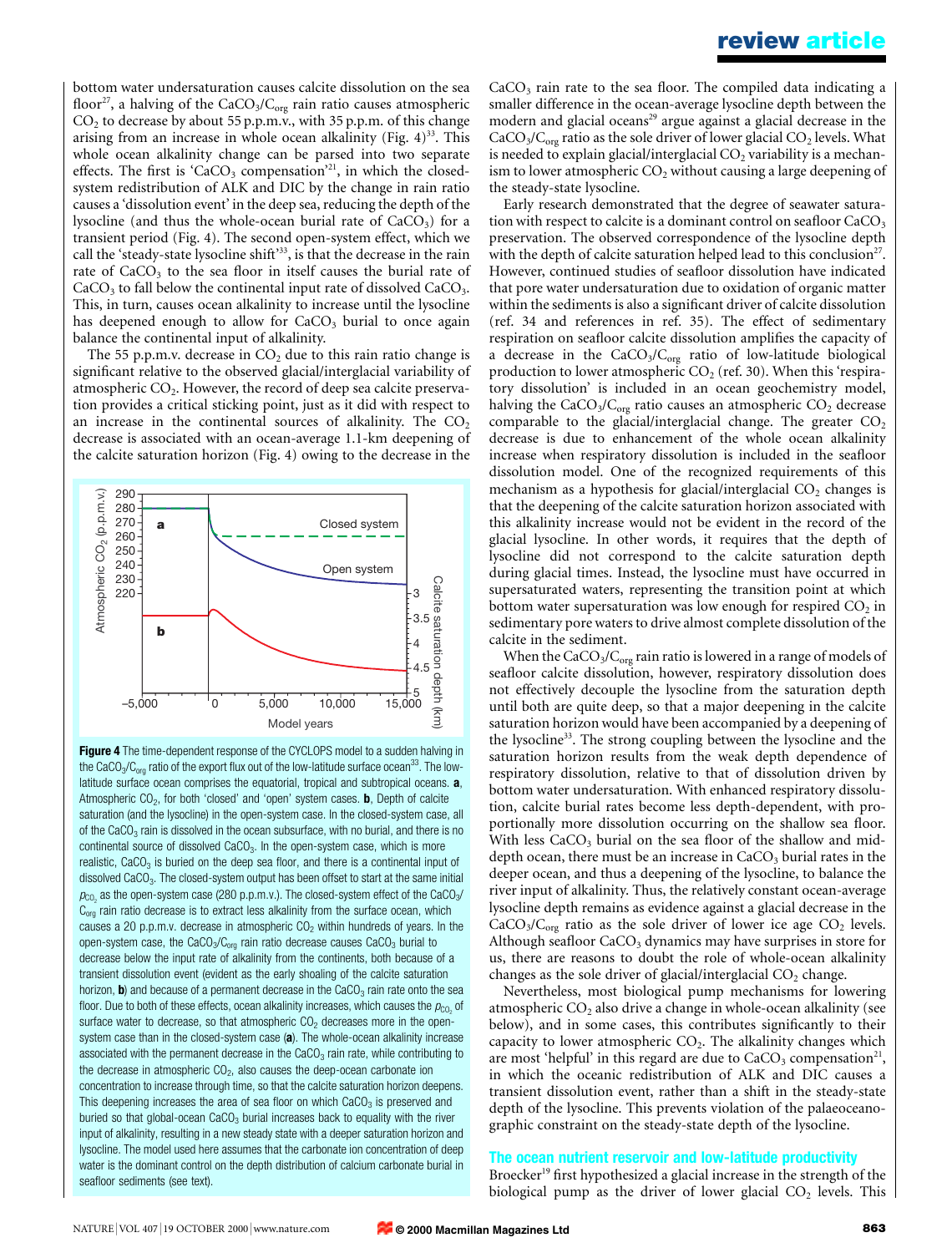bottom water undersaturation causes calcite dissolution on the sea floor[27], a halving of the $CaCO_3/C_{org}$ rain ratio causes atmospheric $CO_2$ to decrease by about 55 p.p.m.v., with 35 p.p.m. of this change arising from an increase in whole ocean alkalinity (Fig. 4)[33]. This whole ocean alkalinity change can be parsed into two separate effects. The first is '$CaCO_3$ compensation'[21], in which the closed-system redistribution of ALK and DIC by the change in rain ratio causes a 'dissolution event' in the deep sea, reducing the depth of the lysocline (and thus the whole-ocean burial rate of $CaCO_3$) for a transient period (Fig. 4). The second open-system effect, which we call the 'steady-state lysocline shift'[33], is that the decrease in the rain rate of $CaCO_3$ to the sea floor in itself causes the burial rate of $CaCO_3$ to fall below the continental input rate of dissolved $CaCO_3$. This, in turn, causes ocean alkalinity to increase until the lysocline has deepened enough to allow for $CaCO_3$ burial to once again balance the continental input of alkalinity.

The 55 p.p.m.v. decrease in $CO_2$ due to this rain ratio change is significant relative to the observed glacial/interglacial variability of atmospheric $CO_2$. However, the record of deep sea calcite preservation provides a critical sticking point, just as it did with respect to an increase in the continental sources of alkalinity. The $CO_2$ decrease is associated with an ocean-average 1.1-km deepening of the calcite saturation horizon (Fig. 4) owing to the decrease in the $CaCO_3$ rain rate to the sea floor. The compiled data indicating a smaller difference in the ocean-average lysocline depth between the modern and glacial oceans[29] argue against a glacial decrease in the $CaCO_3/C_{org}$ ratio as the sole driver of lower glacial $CO_2$ levels. What is needed to explain glacial/interglacial $CO_2$ variability is a mechanism to lower atmospheric $CO_2$ without causing a large deepening of the steady-state lysocline.

**Figure 4** The time-dependent response of the CYCLOPS model to a sudden halving in the $CaCO_3/C_{org}$ ratio of the export flux out of the low-latitude surface ocean[33]. The low-latitude surface ocean comprises the equatorial, tropical and subtropical oceans. **a**, Atmospheric $CO_2$, for both 'closed' and 'open' system cases. **b**, Depth of calcite saturation (and the lysocline) in the open-system case. In the closed-system case, all of the $CaCO_3$ rain is dissolved in the ocean subsurface, with no burial, and there is no continental source of dissolved $CaCO_3$. In the open-system case, which is more realistic, $CaCO_3$ is buried on the deep sea floor, and there is a continental input of dissolved $CaCO_3$. The closed-system output has been offset to start at the same initial $p_{CO_2}$ as the open-system case (280 p.p.m.v.). The closed-system effect of the $CaCO_3/C_{org}$ rain ratio decrease is to extract less alkalinity from the surface ocean, which causes a 20 p.p.m.v. decrease in atmospheric $CO_2$ within hundreds of years. In the open-system case, the $CaCO_3/C_{org}$ rain ratio decrease causes $CaCO_3$ burial to decrease below the input rate of alkalinity from the continents, both because of a transient dissolution event (evident as the early shoaling of the calcite saturation horizon, **b**) and because of a permanent decrease in the $CaCO_3$ rain rate onto the sea floor. Due to both of these effects, ocean alkalinity increases, which causes the $p_{CO_2}$ of surface water to decrease, so that atmospheric $CO_2$ decreases more in the open-system case than in the closed-system case (**a**). The whole-ocean alkalinity increase associated with the permanent decrease in the $CaCO_3$ rain rate, while contributing to the decrease in atmospheric $CO_2$, also causes the deep-ocean carbonate ion concentration to increase through time, so that the calcite saturation horizon deepens. This deepening increases the area of sea floor on which $CaCO_3$ is preserved and buried so that global-ocean $CaCO_3$ burial increases back to equality with the river input of alkalinity, resulting in a new steady state with a deeper saturation horizon and lysocline. The model used here assumes that the carbonate ion concentration of deep water is the dominant control on the depth distribution of calcium carbonate burial in seafloor sediments (see text).

Early research demonstrated that the degree of seawater saturation with respect to calcite is a dominant control on seafloor $CaCO_3$ preservation. The observed correspondence of the lysocline depth with the depth of calcite saturation helped lead to this conclusion[27]. However, continued studies of seafloor dissolution have indicated that pore water undersaturation due to oxidation of organic matter within the sediments is also a significant driver of calcite dissolution (ref. 34 and references in ref. 35). The effect of sedimentary respiration on seafloor calcite dissolution amplifies the capacity of a decrease in the $CaCO_3/C_{org}$ ratio of low-latitude biological production to lower atmospheric $CO_2$ (ref. 30). When this 'respiratory dissolution' is included in an ocean geochemistry model, halving the $CaCO_3/C_{org}$ ratio causes an atmospheric $CO_2$ decrease comparable to the glacial/interglacial change. The greater $CO_2$ decrease is due to enhancement of the whole ocean alkalinity increase when respiratory dissolution is included in the seafloor dissolution model. One of the recognized requirements of this mechanism as a hypothesis for glacial/interglacial $CO_2$ changes is that the deepening of the calcite saturation horizon associated with this alkalinity increase would not be evident in the record of the glacial lysocline. In other words, it requires that the depth of lysocline did not correspond to the calcite saturation depth during glacial times. Instead, the lysocline must have occurred in supersaturated waters, representing the transition point at which bottom water supersaturation was low enough for respired $CO_2$ in sedimentary pore waters to drive almost complete dissolution of the calcite in the sediment.

When the $CaCO_3/C_{org}$ rain ratio is lowered in a range of models of seafloor calcite dissolution, however, respiratory dissolution does not effectively decouple the lysocline from the saturation depth until both are quite deep, so that a major deepening in the calcite saturation horizon would have been accompanied by a deepening of the lysocline[33]. The strong coupling between the lysocline and the saturation horizon results from the weak depth dependence of respiratory dissolution, relative to that of dissolution driven by bottom water undersaturation. With enhanced respiratory dissolution, calcite burial rates become less depth-dependent, with proportionally more dissolution occurring on the shallow sea floor. With less $CaCO_3$ burial on the sea floor of the shallow and mid-depth ocean, there must be an increase in $CaCO_3$ burial rates in the deeper ocean, and thus a deepening of the lysocline, to balance the river input of alkalinity. Thus, the relatively constant ocean-average lysocline depth remains as evidence against a glacial decrease in the $CaCO_3/C_{org}$ ratio as the sole driver of lower ice age $CO_2$ levels. Although seafloor $CaCO_3$ dynamics may have surprises in store for us, there are reasons to doubt the role of whole-ocean alkalinity changes as the sole driver of glacial/interglacial $CO_2$ change.

Nevertheless, most biological pump mechanisms for lowering atmospheric $CO_2$ also drive a change in whole-ocean alkalinity (see below), and in some cases, this contributes significantly to their capacity to lower atmospheric $CO_2$. The alkalinity changes which are most 'helpful' in this regard are due to $CaCO_3$ compensation[21], in which the oceanic redistribution of ALK and DIC causes a transient dissolution event, rather than a shift in the steady-state depth of the lysocline. This prevents violation of the palaeoceanographic constraint on the steady-state depth of the lysocline.

## The ocean nutrient reservoir and low-latitude productivity

Broecker[19] first hypothesized a glacial increase in the strength of the biological pump as the driver of lower glacial $CO_2$ levels. This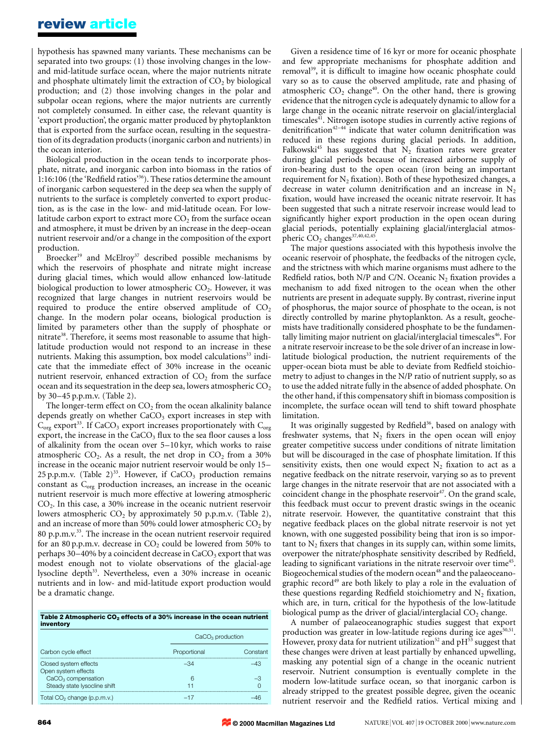hypothesis has spawned many variants. These mechanisms can be separated into two groups: (1) those involving changes in the low- and mid-latitude surface ocean, where the major nutrients nitrate and phosphate ultimately limit the extraction of $CO_2$ by biological production; and (2) those involving changes in the polar and subpolar ocean regions, where the major nutrients are currently not completely consumed. In either case, the relevant quantity is 'export production', the organic matter produced by phytoplankton that is exported from the surface ocean, resulting in the sequestration of its degradation products (inorganic carbon and nutrients) in the ocean interior.

Biological production in the ocean tends to incorporate phosphate, nitrate, and inorganic carbon into biomass in the ratios of 1:16:106 (the 'Redfield ratios'[36]). These ratios determine the amount of inorganic carbon sequestered in the deep sea when the supply of nutrients to the surface is completely converted to export production, as is the case in the low- and mid-latitude ocean. For low-latitude carbon export to extract more $CO_2$ from the surface ocean and atmosphere, it must be driven by an increase in the deep-ocean nutrient reservoir and/or a change in the composition of the export production.

Broecker[19] and McElroy[37] described possible mechanisms by which the reservoirs of phosphate and nitrate might increase during glacial times, which would allow enhanced low-latitude biological production to lower atmospheric $CO_2$. However, it was recognized that large changes in nutrient reservoirs would be required to produce the entire observed amplitude of $CO_2$ change. In the modern polar oceans, biological production is limited by parameters other than the supply of phosphate or nitrate[38]. Therefore, it seems most reasonable to assume that high-latitude production would not respond to an increase in these nutrients. Making this assumption, box model calculations[33] indicate that the immediate effect of 30% increase in the oceanic nutrient reservoir, enhanced extraction of $CO_2$ from the surface ocean and its sequestration in the deep sea, lowers atmospheric $CO_2$ by 30–45 p.p.m.v. (Table 2).

The longer-term effect on $CO_2$ from the ocean alkalinity balance depends greatly on whether $CaCO_3$ export increases in step with $C_{org}$ export[33]. If $CaCO_3$ export increases proportionately with $C_{org}$ export, the increase in the $CaCO_3$ flux to the sea floor causes a loss of alkalinity from the ocean over 5–10 kyr, which works to raise atmospheric $CO_2$. As a result, the net drop in $CO_2$ from a 30% increase in the oceanic major nutrient reservoir would be only 15–25 p.p.m.v. (Table 2)[33]. However, if $CaCO_3$ production remains constant as $C_{org}$ production increases, an increase in the oceanic nutrient reservoir is much more effective at lowering atmospheric $CO_2$. In this case, a 30% increase in the oceanic nutrient reservoir lowers atmospheric $CO_2$ by approximately 50 p.p.m.v. (Table 2), and an increase of more than 50% could lower atmospheric $CO_2$ by 80 p.p.m.v.[33]. The increase in the ocean nutrient reservoir required for an 80 p.p.m.v. decrease in $CO_2$ could be lowered from 50% to perhaps 30–40% by a coincident decrease in $CaCO_3$ export that was modest enough not to violate observations of the glacial-age lysocline depth[33]. Nevertheless, even a 30% increase in oceanic nutrients and in low- and mid-latitude export production would be a dramatic change.

**Table 2 Atmospheric $CO_2$ effects of a 30% increase in the ocean nutrient inventory**

| Carbon cycle effect | $CaCO_3$ production: Proportional | $CaCO_3$ production: Constant |
|---|---|---|
| Closed system effects | −34 | −43 |
| Open system effects | | |
| $CaCO_3$ compensation | 6 | −3 |
| Steady state lysocline shift | 11 | 0 |
| Total $CO_2$ change (p.p.m.v.) | −17 | −46 |

Given a residence time of 16 kyr or more for oceanic phosphate and few appropriate mechanisms for phosphate addition and removal[39], it is difficult to imagine how oceanic phosphate could vary so as to cause the observed amplitude, rate and phasing of atmospheric $CO_2$ change[40]. On the other hand, there is growing evidence that the nitrogen cycle is adequately dynamic to allow for a large change in the oceanic nitrate reservoir on glacial/interglacial timescales[41]. Nitrogen isotope studies in currently active regions of denitrification[42–44] indicate that water column denitrification was reduced in these regions during glacial periods. In addition, Falkowski[45] has suggested that $N_2$ fixation rates were greater during glacial periods because of increased airborne supply of iron-bearing dust to the open ocean (iron being an important requirement for $N_2$ fixation). Both of these hypothesized changes, a decrease in water column denitrification and an increase in $N_2$ fixation, would have increased the oceanic nitrate reservoir. It has been suggested that such a nitrate reservoir increase would lead to significantly higher export production in the open ocean during glacial periods, potentially explaining glacial/interglacial atmospheric $CO_2$ changes[37,40,42,45].

The major questions associated with this hypothesis involve the oceanic reservoir of phosphate, the feedbacks of the nitrogen cycle, and the strictness with which marine organisms must adhere to the Redfield ratios, both N/P and C/N. Oceanic $N_2$ fixation provides a mechanism to add fixed nitrogen to the ocean when the other nutrients are present in adequate supply. By contrast, riverine input of phosphorus, the major source of phosphate to the ocean, is not directly controlled by marine phytoplankton. As a result, geochemists have traditionally considered phosphate to be the fundamentally limiting major nutrient on glacial/interglacial timescales[46]. For a nitrate reservoir increase to be the sole driver of an increase in low-latitude biological production, the nutrient requirements of the upper-ocean biota must be able to deviate from Redfield stoichiometry to adjust to changes in the N/P ratio of nutrient supply, so as to use the added nitrate fully in the absence of added phosphate. On the other hand, if this compensatory shift in biomass composition is incomplete, the surface ocean will tend to shift toward phosphate limitation.

It was originally suggested by Redfield[36], based on analogy with freshwater systems, that $N_2$ fixers in the open ocean will enjoy greater competitive success under conditions of nitrate limitation but will be discouraged in the case of phosphate limitation. If this sensitivity exists, then one would expect $N_2$ fixation to act as a negative feedback on the nitrate reservoir, varying so as to prevent large changes in the nitrate reservoir that are not associated with a coincident change in the phosphate reservoir[47]. On the grand scale, this feedback must occur to prevent drastic swings in the oceanic nitrate reservoir. However, the quantitative constraint that this negative feedback places on the global nitrate reservoir is not yet known, with one suggested possibility being that iron is so important to $N_2$ fixers that changes in its supply can, within some limits, overpower the nitrate/phosphate sensitivity described by Redfield, leading to significant variations in the nitrate reservoir over time[45]. Biogeochemical studies of the modern ocean[48] and the palaeoceanographic record[49] are both likely to play a role in the evaluation of these questions regarding Redfield stoichiometry and $N_2$ fixation, which are, in turn, critical for the hypothesis of the low-latitude biological pump as the driver of glacial/interglacial $CO_2$ change.

A number of palaeoceanographic studies suggest that export production was greater in low-latitude regions during ice ages[50,51]. However, proxy data for nutrient utilization[52] and pH[53] suggest that these changes were driven at least partially by enhanced upwelling, masking any potential sign of a change in the oceanic nutrient reservoir. Nutrient consumption is eventually complete in the modern low-latitude surface ocean, so that inorganic carbon is already stripped to the greatest possible degree, given the oceanic nutrient reservoir and the Redfield ratios. Vertical mixing and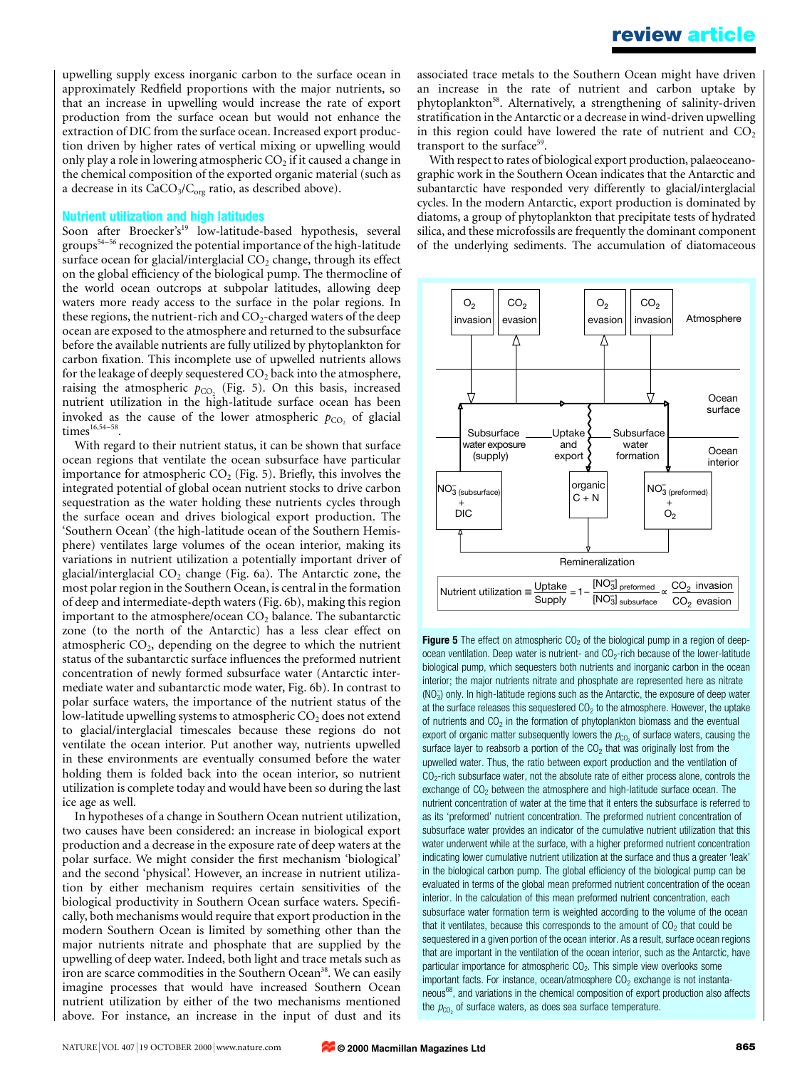upwelling supply excess inorganic carbon to the surface ocean in approximately Redfield proportions with the major nutrients, so that an increase in upwelling would increase the rate of export production from the surface ocean but would not enhance the extraction of DIC from the surface ocean. Increased export production driven by higher rates of vertical mixing or upwelling would only play a role in lowering atmospheric $CO_2$ if it caused a change in the chemical composition of the exported organic material (such as a decrease in its $CaCO_3/C_{org}$ ratio, as described above).

### Nutrient utilization and high latitudes

Soon after Broecker's[19] low-latitude-based hypothesis, several groups[54–56] recognized the potential importance of the high-latitude surface ocean for glacial/interglacial $CO_2$ change, through its effect on the global efficiency of the biological pump. The thermocline of the world ocean outcrops at subpolar latitudes, allowing deep waters more ready access to the surface in the polar regions. In these regions, the nutrient-rich and $CO_2$-charged waters of the deep ocean are exposed to the atmosphere and returned to the subsurface before the available nutrients are fully utilized by phytoplankton for carbon fixation. This incomplete use of upwelled nutrients allows for the leakage of deeply sequestered $CO_2$ back into the atmosphere, raising the atmospheric $p_{CO_2}$ (Fig. 5). On this basis, increased nutrient utilization in the high-latitude surface ocean has been invoked as the cause of the lower atmospheric $p_{CO_2}$ of glacial times[16,54–58].

With regard to their nutrient status, it can be shown that surface ocean regions that ventilate the ocean subsurface have particular importance for atmospheric $CO_2$ (Fig. 5). Briefly, this involves the integrated potential of global ocean nutrient stocks to drive carbon sequestration as the water holding these nutrients cycles through the surface ocean and drives biological export production. The 'Southern Ocean' (the high-latitude ocean of the Southern Hemisphere) ventilates large volumes of the ocean interior, making its variations in nutrient utilization a potentially important driver of glacial/interglacial $CO_2$ change (Fig. 6a). The Antarctic zone, the most polar region in the Southern Ocean, is central in the formation of deep and intermediate-depth waters (Fig. 6b), making this region important to the atmosphere/ocean $CO_2$ balance. The subantarctic zone (to the north of the Antarctic) has a less clear effect on atmospheric $CO_2$, depending on the degree to which the nutrient status of the subantarctic surface influences the preformed nutrient concentration of newly formed subsurface water (Antarctic intermediate water and subantarctic mode water, Fig. 6b). In contrast to polar surface waters, the importance of the nutrient status of the low-latitude upwelling systems to atmospheric $CO_2$ does not extend to glacial/interglacial timescales because these regions do not ventilate the ocean interior. Put another way, nutrients upwelled in these environments are eventually consumed before the water holding them is folded back into the ocean interior, so nutrient utilization is complete today and would have been so during the last ice age as well.

In hypotheses of a change in Southern Ocean nutrient utilization, two causes have been considered: an increase in biological export production and a decrease in the exposure rate of deep waters at the polar surface. We might consider the first mechanism 'biological' and the second 'physical'. However, an increase in nutrient utilization by either mechanism requires certain sensitivities of the biological productivity in Southern Ocean surface waters. Specifically, both mechanisms would require that export production in the modern Southern Ocean is limited by something other than the major nutrients nitrate and phosphate that are supplied by the upwelling of deep water. Indeed, both light and trace metals such as iron are scarce commodities in the Southern Ocean[38]. We can easily imagine processes that would have increased Southern Ocean nutrient utilization by either of the two mechanisms mentioned above. For instance, an increase in the input of dust and its associated trace metals to the Southern Ocean might have driven an increase in the rate of nutrient and carbon uptake by phytoplankton[58]. Alternatively, a strengthening of salinity-driven stratification in the Antarctic or a decrease in wind-driven upwelling in this region could have lowered the rate of nutrient and $CO_2$ transport to the surface[59].

With respect to rates of biological export production, palaeoceanographic work in the Southern Ocean indicates that the Antarctic and subantarctic have responded very differently to glacial/interglacial cycles. In the modern Antarctic, export production is dominated by diatoms, a group of phytoplankton that precipitate tests of hydrated silica, and these microfossils are frequently the dominant component of the underlying sediments. The accumulation of diatomaceous

$$\text{Nutrient utilization} \equiv \frac{\text{Uptake}}{\text{Supply}} = 1 - \frac{[NO_3^-]_{\text{preformed}}}{[NO_3^-]_{\text{subsurface}}} \propto \frac{CO_2 \text{ invasion}}{CO_2 \text{ evasion}}$$

**Figure 5** The effect on atmospheric $CO_2$ of the biological pump in a region of deep-ocean ventilation. Deep water is nutrient- and $CO_2$-rich because of the lower-latitude biological pump, which sequesters both nutrients and inorganic carbon in the ocean interior; the major nutrients nitrate and phosphate are represented here as nitrate ($NO_3^-$) only. In high-latitude regions such as the Antarctic, the exposure of deep water at the surface releases this sequestered $CO_2$ to the atmosphere. However, the uptake of nutrients and $CO_2$ in the formation of phytoplankton biomass and the eventual export of organic matter subsequently lowers the $p_{CO_2}$ of surface waters, causing the surface layer to reabsorb a portion of the $CO_2$ that was originally lost from the upwelled water. Thus, the ratio between export production and the ventilation of $CO_2$-rich subsurface water, not the absolute rate of either process alone, controls the exchange of $CO_2$ between the atmosphere and high-latitude surface ocean. The nutrient concentration of water at the time that it enters the subsurface is referred to as its 'preformed' nutrient concentration. The preformed nutrient concentration of subsurface water provides an indicator of the cumulative nutrient utilization that this water underwent while at the surface, with a higher preformed nutrient concentration indicating lower cumulative nutrient utilization at the surface and thus a greater 'leak' in the biological carbon pump. The global efficiency of the biological pump can be evaluated in terms of the global mean preformed nutrient concentration of the ocean interior. In the calculation of this mean preformed nutrient concentration, each subsurface water formation term is weighted according to the volume of the ocean that it ventilates, because this corresponds to the amount of $CO_2$ that could be sequestered in a given portion of the ocean interior. As a result, surface ocean regions that are important in the ventilation of the ocean interior, such as the Antarctic, have particular importance for atmospheric $CO_2$. This simple view overlooks some important facts. For instance, ocean/atmosphere $CO_2$ exchange is not instantaneous[68], and variations in the chemical composition of export production also affects the $p_{CO_2}$ of surface waters, as does sea surface temperature.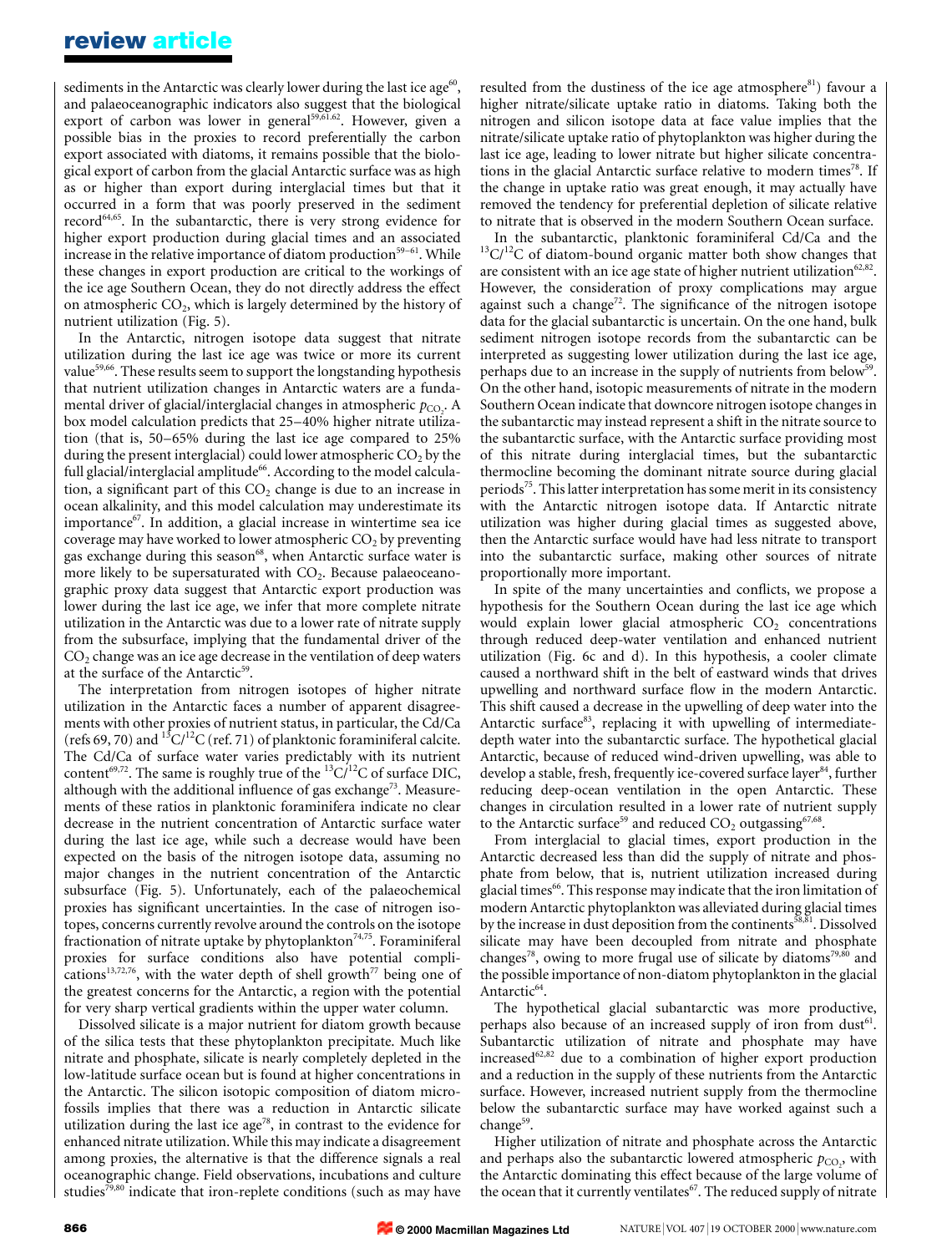sediments in the Antarctic was clearly lower during the last ice age[60], and palaeoceanographic indicators also suggest that the biological export of carbon was lower in general[59,61,62]. However, given a possible bias in the proxies to record preferentially the carbon export associated with diatoms, it remains possible that the biological export of carbon from the glacial Antarctic surface was as high as or higher than export during interglacial times but that it occurred in a form that was poorly preserved in the sediment record[64,65]. In the subantarctic, there is very strong evidence for higher export production during glacial times and an associated increase in the relative importance of diatom production[59–61]. While these changes in export production are critical to the workings of the ice age Southern Ocean, they do not directly address the effect on atmospheric $CO_2$, which is largely determined by the history of nutrient utilization (Fig. 5).

In the Antarctic, nitrogen isotope data suggest that nitrate utilization during the last ice age was twice or more its current value[59,66]. These results seem to support the longstanding hypothesis that nutrient utilization changes in Antarctic waters are a fundamental driver of glacial/interglacial changes in atmospheric $p_{CO_2}$. A box model calculation predicts that 25–40% higher nitrate utilization (that is, 50–65% during the last ice age compared to 25% during the present interglacial) could lower atmospheric $CO_2$ by the full glacial/interglacial amplitude[66]. According to the model calculation, a significant part of this $CO_2$ change is due to an increase in ocean alkalinity, and this model calculation may underestimate its importance[67]. In addition, a glacial increase in wintertime sea ice coverage may have worked to lower atmospheric $CO_2$ by preventing gas exchange during this season[68], when Antarctic surface water is more likely to be supersaturated with $CO_2$. Because palaeoceanographic proxy data suggest that Antarctic export production was lower during the last ice age, we infer that more complete nitrate utilization in the Antarctic was due to a lower rate of nitrate supply from the subsurface, implying that the fundamental driver of the $CO_2$ change was an ice age decrease in the ventilation of deep waters at the surface of the Antarctic[59].

The interpretation from nitrogen isotopes of higher nitrate utilization in the Antarctic faces a number of apparent disagreements with other proxies of nutrient status, in particular, the Cd/Ca (refs 69, 70) and $^{13}C/^{12}C$ (ref. 71) of planktonic foraminiferal calcite. The Cd/Ca of surface water varies predictably with its nutrient content[69,72]. The same is roughly true of the $^{13}C/^{12}C$ of surface DIC, although with the additional influence of gas exchange[73]. Measurements of these ratios in planktonic foraminifera indicate no clear decrease in the nutrient concentration of Antarctic surface water during the last ice age, while such a decrease would have been expected on the basis of the nitrogen isotope data, assuming no major changes in the nutrient concentration of the Antarctic subsurface (Fig. 5). Unfortunately, each of the palaeochemical proxies has significant uncertainties. In the case of nitrogen isotopes, concerns currently revolve around the controls on the isotope fractionation of nitrate uptake by phytoplankton[74,75]. Foraminiferal proxies for surface conditions also have potential complications[13,72,76], with the water depth of shell growth[77] being one of the greatest concerns for the Antarctic, a region with the potential for very sharp vertical gradients within the upper water column.

Dissolved silicate is a major nutrient for diatom growth because of the silica tests that these phytoplankton precipitate. Much like nitrate and phosphate, silicate is nearly completely depleted in the low-latitude surface ocean but is found at higher concentrations in the Antarctic. The silicon isotopic composition of diatom microfossils implies that there was a reduction in Antarctic silicate utilization during the last ice age[78], in contrast to the evidence for enhanced nitrate utilization. While this may indicate a disagreement among proxies, the alternative is that the difference signals a real oceanographic change. Field observations, incubations and culture studies[79,80] indicate that iron-replete conditions (such as may have resulted from the dustiness of the ice age atmosphere[81]) favour a higher nitrate/silicate uptake ratio in diatoms. Taking both the nitrogen and silicon isotope data at face value implies that the nitrate/silicate uptake ratio of phytoplankton was higher during the last ice age, leading to lower nitrate but higher silicate concentrations in the glacial Antarctic surface relative to modern times[78]. If the change in uptake ratio was great enough, it may actually have removed the tendency for preferential depletion of silicate relative to nitrate that is observed in the modern Southern Ocean surface.

In the subantarctic, planktonic foraminiferal Cd/Ca and the $^{13}C/^{12}C$ of diatom-bound organic matter both show changes that are consistent with an ice age state of higher nutrient utilization[62,82]. However, the consideration of proxy complications may argue against such a change[72]. The significance of the nitrogen isotope data for the glacial subantarctic is uncertain. On the one hand, bulk sediment nitrogen isotope records from the subantarctic can be interpreted as suggesting lower utilization during the last ice age, perhaps due to an increase in the supply of nutrients from below[59]. On the other hand, isotopic measurements of nitrate in the modern Southern Ocean indicate that downcore nitrogen isotope changes in the subantarctic may instead represent a shift in the nitrate source to the subantarctic surface, with the Antarctic surface providing most of this nitrate during interglacial times, but the subantarctic thermocline becoming the dominant nitrate source during glacial periods[75]. This latter interpretation has some merit in its consistency with the Antarctic nitrogen isotope data. If Antarctic nitrate utilization was higher during glacial times as suggested above, then the Antarctic surface would have had less nitrate to transport into the subantarctic surface, making other sources of nitrate proportionally more important.

In spite of the many uncertainties and conflicts, we propose a hypothesis for the Southern Ocean during the last ice age which would explain lower glacial atmospheric $CO_2$ concentrations through reduced deep-water ventilation and enhanced nutrient utilization (Fig. 6c and d). In this hypothesis, a cooler climate caused a northward shift in the belt of eastward winds that drives upwelling and northward surface flow in the modern Antarctic. This shift caused a decrease in the upwelling of deep water into the Antarctic surface[83], replacing it with upwelling of intermediate-depth water into the subantarctic surface. The hypothetical glacial Antarctic, because of reduced wind-driven upwelling, was able to develop a stable, fresh, frequently ice-covered surface layer[84], further reducing deep-ocean ventilation in the open Antarctic. These changes in circulation resulted in a lower rate of nutrient supply to the Antarctic surface[59] and reduced $CO_2$ outgassing[67,68].

From interglacial to glacial times, export production in the Antarctic decreased less than did the supply of nitrate and phosphate from below, that is, nutrient utilization increased during glacial times[66]. This response may indicate that the iron limitation of modern Antarctic phytoplankton was alleviated during glacial times by the increase in dust deposition from the continents[58,81]. Dissolved silicate may have been decoupled from nitrate and phosphate changes[78], owing to more frugal use of silicate by diatoms[79,80] and the possible importance of non-diatom phytoplankton in the glacial Antarctic[64].

The hypothetical glacial subantarctic was more productive, perhaps also because of an increased supply of iron from dust[61]. Subantarctic utilization of nitrate and phosphate may have increased[62,82] due to a combination of higher export production and a reduction in the supply of these nutrients from the Antarctic surface. However, increased nutrient supply from the thermocline below the subantarctic surface may have worked against such a change[59].

Higher utilization of nitrate and phosphate across the Antarctic and perhaps also the subantarctic lowered atmospheric $p_{CO_2}$, with the Antarctic dominating this effect because of the large volume of the ocean that it currently ventilates[67]. The reduced supply of nitrate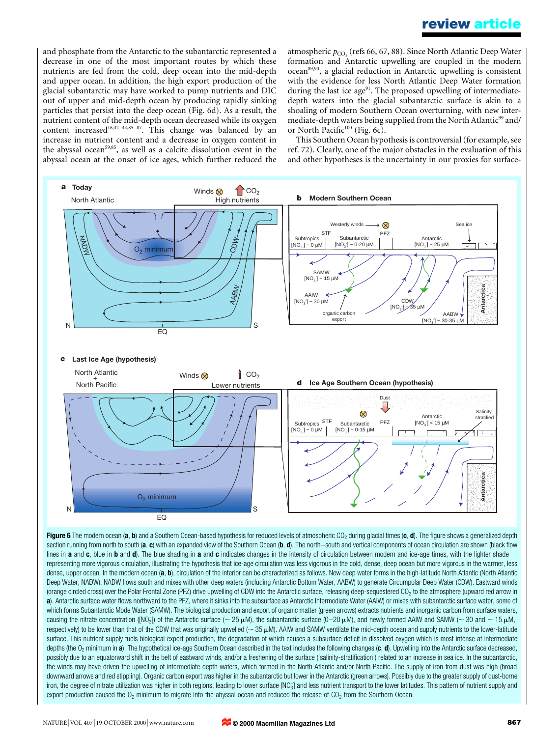and phosphate from the Antarctic to the subantarctic represented a decrease in one of the most important routes by which these nutrients are fed from the cold, deep ocean into the mid-depth and upper ocean. In addition, the high export production of the glacial subantarctic may have worked to pump nutrients and DIC out of upper and mid-depth ocean by producing rapidly sinking particles that persist into the deep ocean (Fig. 6d). As a result, the nutrient content of the mid-depth ocean decreased while its oxygen content increased[16,42–44,85–87]. This change was balanced by an increase in nutrient content and a decrease in oxygen content in the abyssal ocean[59,85], as well as a calcite dissolution event in the abyssal ocean at the onset of ice ages, which further reduced the atmospheric $p_{CO_2}$ (refs 66, 67, 88). Since North Atlantic Deep Water formation and Antarctic upwelling are coupled in the modern ocean[89,90], a glacial reduction in Antarctic upwelling is consistent with the evidence for less North Atlantic Deep Water formation during the last ice age[91]. The proposed upwelling of intermediate-depth waters into the glacial subantarctic surface is akin to a shoaling of modern Southern Ocean overturning, with new intermediate-depth waters being supplied from the North Atlantic[99] and/or North Pacific[100] (Fig. 6c).

This Southern Ocean hypothesis is controversial (for example, see ref. 72). Clearly, one of the major obstacles in the evaluation of this and other hypotheses is the uncertainty in our proxies for surface-

**Figure 6** The modern ocean (**a**, **b**) and a Southern Ocean-based hypothesis for reduced levels of atmospheric $CO_2$ during glacial times (**c**, **d**). The figure shows a generalized depth section running from north to south (**a**, **c**) with an expanded view of the Southern Ocean (**b**, **d**). The north–south and vertical components of ocean circulation are shown (black flow lines in **a** and **c**, blue in **b** and **d**). The blue shading in **a** and **c** indicates changes in the intensity of circulation between modern and ice-age times, with the lighter shade representing more vigorous circulation, illustrating the hypothesis that ice-age circulation was less vigorous in the cold, dense, deep ocean but more vigorous in the warmer, less dense, upper ocean. In the modern ocean (**a**, **b**), circulation of the interior can be characterized as follows. New deep water forms in the high-latitude North Atlantic (North Atlantic Deep Water, NADW). NADW flows south and mixes with other deep waters (including Antarctic Bottom Water, AABW) to generate Circumpolar Deep Water (CDW). Eastward winds (orange circled cross) over the Polar Frontal Zone (PFZ) drive upwelling of CDW into the Antarctic surface, releasing deep-sequestered $CO_2$ to the atmosphere (upward red arrow in **a**). Antarctic surface water flows northward to the PFZ, where it sinks into the subsurface as Antarctic Intermediate Water (AAIW) or mixes with subantarctic surface water, some of which forms Subantarctic Mode Water (SAMW). The biological production and export of organic matter (green arrows) extracts nutrients and inorganic carbon from surface waters, causing the nitrate concentration ($[NO_3^-]$) of the Antarctic surface (~ 25 μM), the subantarctic surface (0–20 μM), and newly formed AAIW and SAMW (~ 30 and ~ 15 μM, respectively) to be lower than that of the CDW that was originally upwelled (~ 35 μM). AAIW and SAMW ventilate the mid-depth ocean and supply nutrients to the lower-latitude surface. This nutrient supply fuels biological export production, the degradation of which causes a subsurface deficit in dissolved oxygen which is most intense at intermediate depths (the $O_2$ minimum in **a**). The hypothetical ice-age Southern Ocean described in the text includes the following changes (**c**, **d**). Upwelling into the Antarctic surface decreased, possibly due to an equatorward shift in the belt of eastward winds, and/or a freshening of the surface ('salinity-stratification') related to an increase in sea ice. In the subantarctic, the winds may have driven the upwelling of intermediate-depth waters, which formed in the North Atlantic and/or North Pacific. The supply of iron from dust was high (broad downward arrows and red stippling). Organic carbon export was higher in the subantarctic but lower in the Antarctic (green arrows). Possibly due to the greater supply of dust-borne iron, the degree of nitrate utilization was higher in both regions, leading to lower surface $[NO_3^-]$ and less nutrient transport to the lower latitudes. This pattern of nutrient supply and export production caused the $O_2$ minimum to migrate into the abyssal ocean and reduced the release of $CO_2$ from the Southern Ocean.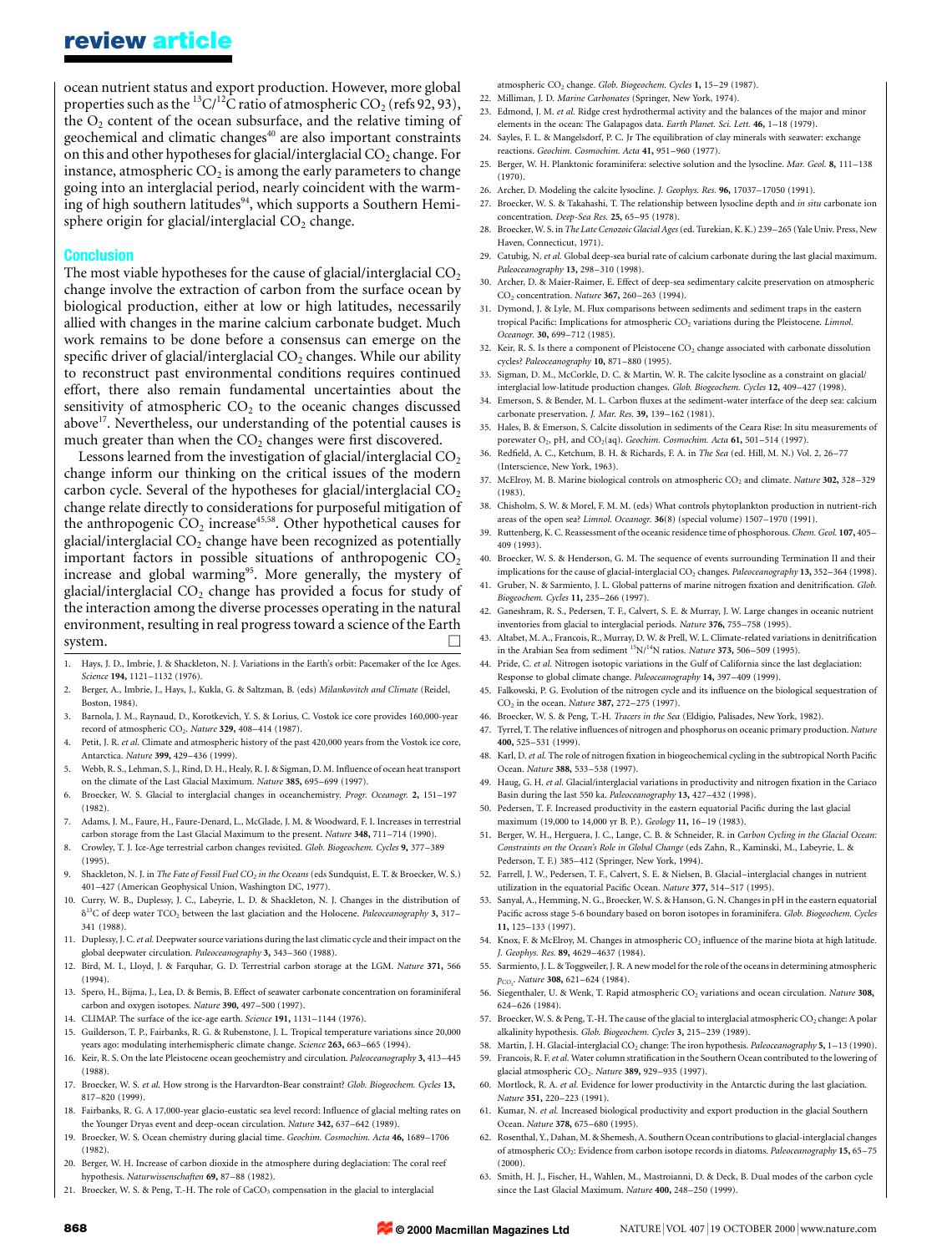ocean nutrient status and export production. However, more global properties such as the $^{13}C/^{12}C$ ratio of atmospheric $CO_2$ (refs 92, 93), the $O_2$ content of the ocean subsurface, and the relative timing of geochemical and climatic changes[40] are also important constraints on this and other hypotheses for glacial/interglacial $CO_2$ change. For instance, atmospheric $CO_2$ is among the early parameters to change going into an interglacial period, nearly coincident with the warming of high southern latitudes[94], which supports a Southern Hemisphere origin for glacial/interglacial $CO_2$ change.

## Conclusion

The most viable hypotheses for the cause of glacial/interglacial $CO_2$ change involve the extraction of carbon from the surface ocean by biological production, either at low or high latitudes, necessarily allied with changes in the marine calcium carbonate budget. Much work remains to be done before a consensus can emerge on the specific driver of glacial/interglacial $CO_2$ changes. While our ability to reconstruct past environmental conditions requires continued effort, there also remain fundamental uncertainties about the sensitivity of atmospheric $CO_2$ to the oceanic changes discussed above[17]. Nevertheless, our understanding of the potential causes is much greater than when the $CO_2$ changes were first discovered.

Lessons learned from the investigation of glacial/interglacial $CO_2$ change inform our thinking on the critical issues of the modern carbon cycle. Several of the hypotheses for glacial/interglacial $CO_2$ change relate directly to considerations for purposeful mitigation of the anthropogenic $CO_2$ increase[45,58]. Other hypothetical causes for glacial/interglacial $CO_2$ change have been recognized as potentially important factors in possible situations of anthropogenic $CO_2$ increase and global warming[95]. More generally, the mystery of glacial/interglacial $CO_2$ change has provided a focus for study of the interaction among the diverse processes operating in the natural environment, resulting in real progress toward a science of the Earth system. □

1. Hays, J. D., Imbrie, J. & Shackleton, N. J. Variations in the Earth's orbit: Pacemaker of the Ice Ages. *Science* **194,** 1121–1132 (1976).
2. Berger, A., Imbrie, J., Hays, J., Kukla, G. & Saltzman, B. (eds) *Milankovitch and Climate* (Reidel, Boston, 1984).
3. Barnola, J. M., Raynaud, D., Korotkevich, Y. S. & Lorius, C. Vostok ice core provides 160,000-year record of atmospheric $CO_2$. *Nature* **329,** 408–414 (1987).
4. Petit, J. R. *et al.* Climate and atmospheric history of the past 420,000 years from the Vostok ice core, Antarctica. *Nature* **399,** 429–436 (1999).
5. Webb, R. S., Lehman, S. J., Rind, D. H., Healy, R. J. & Sigman, D. M. Influence of ocean heat transport on the climate of the Last Glacial Maximum. *Nature* **385,** 695–699 (1997).
6. Broecker, W. S. Glacial to interglacial changes in oceanchemistry. *Progr. Oceanogr.* **2,** 151–197 (1982).
7. Adams, J. M., Faure, H., Faure-Denard, L., McGlade, J. M. & Woodward, F. I. Increases in terrestrial carbon storage from the Last Glacial Maximum to the present. *Nature* **348,** 711–714 (1990).
8. Crowley, T. J. Ice-Age terrestrial carbon changes revisited. *Glob. Biogeochem. Cycles* **9,** 377–389 (1995).
9. Shackleton, N. J. in *The Fate of Fossil Fuel $CO_2$ in the Oceans* (eds Sundquist, E. T. & Broecker, W. S.) 401–427 (American Geophysical Union, Washington DC, 1977).
10. Curry, W. B., Duplessy, J. C., Labeyrie, L. D. & Shackleton, N. J. Changes in the distribution of $\delta^{13}C$ of deep water $TCO_2$ between the last glaciation and the Holocene. *Paleoceanography* **3,** 317–341 (1988).
11. Duplessy, J. C. *et al.* Deepwater source variations during the last climatic cycle and their impact on the global deepwater circulation. *Paleoceanography* **3,** 343–360 (1988).
12. Bird, M. I., Lloyd, J. & Farquhar, G. D. Terrestrial carbon storage at the LGM. *Nature* **371,** 566 (1994).
13. Spero, H., Bijma, J., Lea, D. & Bemis, B. Effect of seawater carbonate concentration on foraminiferal carbon and oxygen isotopes. *Nature* **390,** 497–500 (1997).
14. CLIMAP. The surface of the ice-age earth. *Science* **191,** 1131–1144 (1976).
15. Guilderson, T. P., Fairbanks, R. G. & Rubenstone, J. L. Tropical temperature variations since 20,000 years ago: modulating interhemispheric climate change. *Science* **263,** 663–665 (1994).
16. Keir, R. S. On the late Pleistocene ocean geochemistry and circulation. *Paleoceanography* **3,** 413–445 (1988).
17. Broecker, W. S. *et al.* How strong is the Harvardton-Bear constraint? *Glob. Biogeochem. Cycles* **13,** 817–820 (1999).
18. Fairbanks, R. G. A 17,000-year glacio-eustatic sea level record: Influence of glacial melting rates on the Younger Dryas event and deep-ocean circulation. *Nature* **342,** 637–642 (1989).
19. Broecker, W. S. Ocean chemistry during glacial time. *Geochim. Cosmochim. Acta* **46,** 1689–1706 (1982).
20. Berger, W. H. Increase of carbon dioxide in the atmosphere during deglaciation: The coral reef hypothesis. *Naturwissenschaften* **69,** 87–88 (1982).
21. Broecker, W. S. & Peng, T.-H. The role of $CaCO_3$ compensation in the glacial to interglacial atmospheric $CO_2$ change. *Glob. Biogeochem. Cycles* **1,** 15–29 (1987).
22. Milliman, J. D. *Marine Carbonates* (Springer, New York, 1974).
23. Edmond, J. M. *et al.* Ridge crest hydrothermal activity and the balances of the major and minor elements in the ocean: The Galapagos data. *Earth Planet. Sci. Lett.* **46,** 1–18 (1979).
24. Sayles, F. L. & Mangelsdorf, P. C. Jr The equilibration of clay minerals with seawater: exchange reactions. *Geochim. Cosmochim. Acta* **41,** 951–960 (1977).
25. Berger, W. H. Planktonic foraminifera: selective solution and the lysocline. *Mar. Geol.* **8,** 111–138 (1970).
26. Archer, D. Modeling the calcite lysocline. *J. Geophys. Res.* **96,** 17037–17050 (1991).
27. Broecker, W. S. & Takahashi, T. The relationship between lysocline depth and *in situ* carbonate ion concentration. *Deep-Sea Res.* **25,** 65–95 (1978).
28. Broecker, W. S. in *The Late Cenozoic Glacial Ages* (ed. Turekian, K. K.) 239–265 (Yale Univ. Press, New Haven, Connecticut, 1971).
29. Catubig, N. *et al.* Global deep-sea burial rate of calcium carbonate during the last glacial maximum. *Paleoceanography* **13,** 298–310 (1998).
30. Archer, D. & Maier-Raimer, E. Effect of deep-sea sedimentary calcite preservation on atmospheric $CO_2$ concentration. *Nature* **367,** 260–263 (1994).
31. Dymond, J. & Lyle, M. Flux comparisons between sediments and sediment traps in the eastern tropical Pacific: Implications for atmospheric $CO_2$ variations during the Pleistocene. *Limnol. Oceanogr.* **30,** 699–712 (1985).
32. Keir, R. S. Is there a component of Pleistocene $CO_2$ change associated with carbonate dissolution cycles? *Paleoceanography* **10,** 871–880 (1995).
33. Sigman, D. M., McCorkle, D. C. & Martin, W. R. The calcite lysocline as a constraint on glacial/interglacial low-latitude production changes. *Glob. Biogeochem. Cycles* **12,** 409–427 (1998).
34. Emerson, S. & Bender, M. L. Carbon fluxes at the sediment-water interface of the deep sea: calcium carbonate preservation. *J. Mar. Res.* **39,** 139–162 (1981).
35. Hales, B. & Emerson, S. Calcite dissolution in sediments of the Ceara Rise: In situ measurements of porewater $O_2$, pH, and $CO_2$(aq). *Geochim. Cosmochim. Acta* **61,** 501–514 (1997).
36. Redfield, A. C., Ketchum, B. H. & Richards, F. A. in *The Sea* (ed. Hill, M. N.) Vol. 2, 26–77 (Interscience, New York, 1963).
37. McElroy, M. B. Marine biological controls on atmospheric $CO_2$ and climate. *Nature* **302,** 328–329 (1983).
38. Chisholm, S. W. & Morel, F. M. M. (eds) What controls phytoplankton production in nutrient-rich areas of the open sea? *Limnol. Oceanogr.* **36**(8) (special volume) 1507–1970 (1991).
39. Ruttenberg, K. C. Reassessment of the oceanic residence time of phosphorous. *Chem. Geol.* **107,** 405–409 (1993).
40. Broecker, W. S. & Henderson, G. M. The sequence of events surrounding Termination II and their implications for the cause of glacial-interglacial $CO_2$ changes. *Paleoceanography* **13,** 352–364 (1998).
41. Gruber, N. & Sarmiento, J. L. Global patterns of marine nitrogen fixation and denitrification. *Glob. Biogeochem. Cycles* **11,** 235–266 (1997).
42. Ganeshram, R. S., Pedersen, T. F., Calvert, S. E. & Murray, J. W. Large changes in oceanic nutrient inventories from glacial to interglacial periods. *Nature* **376,** 755–758 (1995).
43. Altabet, M. A., Francois, R., Murray, D. W. & Prell, W. L. Climate-related variations in denitrification in the Arabian Sea from sediment $^{15}N/^{14}N$ ratios. *Nature* **373,** 506–509 (1995).
44. Pride, C. *et al.* Nitrogen isotopic variations in the Gulf of California since the last deglaciation: Response to global climate change. *Paleoceanography* **14,** 397–409 (1999).
45. Falkowski, P. G. Evolution of the nitrogen cycle and its influence on the biological sequestration of $CO_2$ in the ocean. *Nature* **387,** 272–275 (1997).
46. Broecker, W. S. & Peng, T.-H. *Tracers in the Sea* (Eldigio, Palisades, New York, 1982).
47. Tyrrel, T. The relative influences of nitrogen and phosphorus on oceanic primary production. *Nature* **400,** 525–531 (1999).
48. Karl, D. *et al.* The role of nitrogen fixation in biogeochemical cycling in the subtropical North Pacific Ocean. *Nature* **388,** 533–538 (1997).
49. Haug, G. H. *et al.* Glacial/interglacial variations in productivity and nitrogen fixation in the Cariaco Basin during the last 550 ka. *Paleoceanography* **13,** 427–432 (1998).
50. Pedersen, T. F. Increased productivity in the eastern equatorial Pacific during the last glacial maximum (19,000 to 14,000 yr B. P.). *Geology* **11,** 16–19 (1983).
51. Berger, W. H., Herguera, J. C., Lange, C. B. & Schneider, R. in *Carbon Cycling in the Glacial Ocean: Constraints on the Ocean's Role in Global Change* (eds Zahn, R., Kaminski, M., Labeyrie, L. & Pederson, T. F.) 385–412 (Springer, New York, 1994).
52. Farrell, J. W., Pedersen, T. F., Calvert, S. E. & Nielsen, B. Glacial–interglacial changes in nutrient utilization in the equatorial Pacific Ocean. *Nature* **377,** 514–517 (1995).
53. Sanyal, A., Hemming, N. G., Broecker, W. S. & Hanson, G. N. Changes in pH in the eastern equatorial Pacific across stage 5-6 boundary based on boron isotopes in foraminifera. *Glob. Biogeochem. Cycles* **11,** 125–133 (1997).
54. Knox, F. & McElroy, M. Changes in atmospheric $CO_2$ influence of the marine biota at high latitude. *J. Geophys. Res.* **89,** 4629–4637 (1984).
55. Sarmiento, J. L. & Toggweiler, J. R. A new model for the role of the oceans in determining atmospheric $p_{CO_2}$. *Nature* **308,** 621–624 (1984).
56. Siegenthaler, U. & Wenk, T. Rapid atmospheric $CO_2$ variations and ocean circulation. *Nature* **308,** 624–626 (1984).
57. Broecker, W. S. & Peng, T.-H. The cause of the glacial to interglacial atmospheric $CO_2$ change: A polar alkalinity hypothesis. *Glob. Biogeochem. Cycles* **3,** 215–239 (1989).
58. Martin, J. H. Glacial-interglacial $CO_2$ change: The iron hypothesis. *Paleoceanography* **5,** 1–13 (1990).
59. Francois, R. F. *et al.* Water column stratification in the Southern Ocean contributed to the lowering of glacial atmospheric $CO_2$. *Nature* **389,** 929–935 (1997).
60. Mortlock, R. A. *et al.* Evidence for lower productivity in the Antarctic during the last glaciation. *Nature* **351,** 220–223 (1991).
61. Kumar, N. *et al.* Increased biological productivity and export production in the glacial Southern Ocean. *Nature* **378,** 675–680 (1995).
62. Rosenthal, Y., Dahan, M. & Shemesh, A. Southern Ocean contributions to glacial-interglacial changes of atmospheric $CO_2$: Evidence from carbon isotope records in diatoms. *Paleoceanography* **15,** 65–75 (2000).
63. Smith, H. J., Fischer, H., Wahlen, M., Mastroianni, D. & Deck, B. Dual modes of the carbon cycle since the Last Glacial Maximum. *Nature* **400,** 248–250 (1999).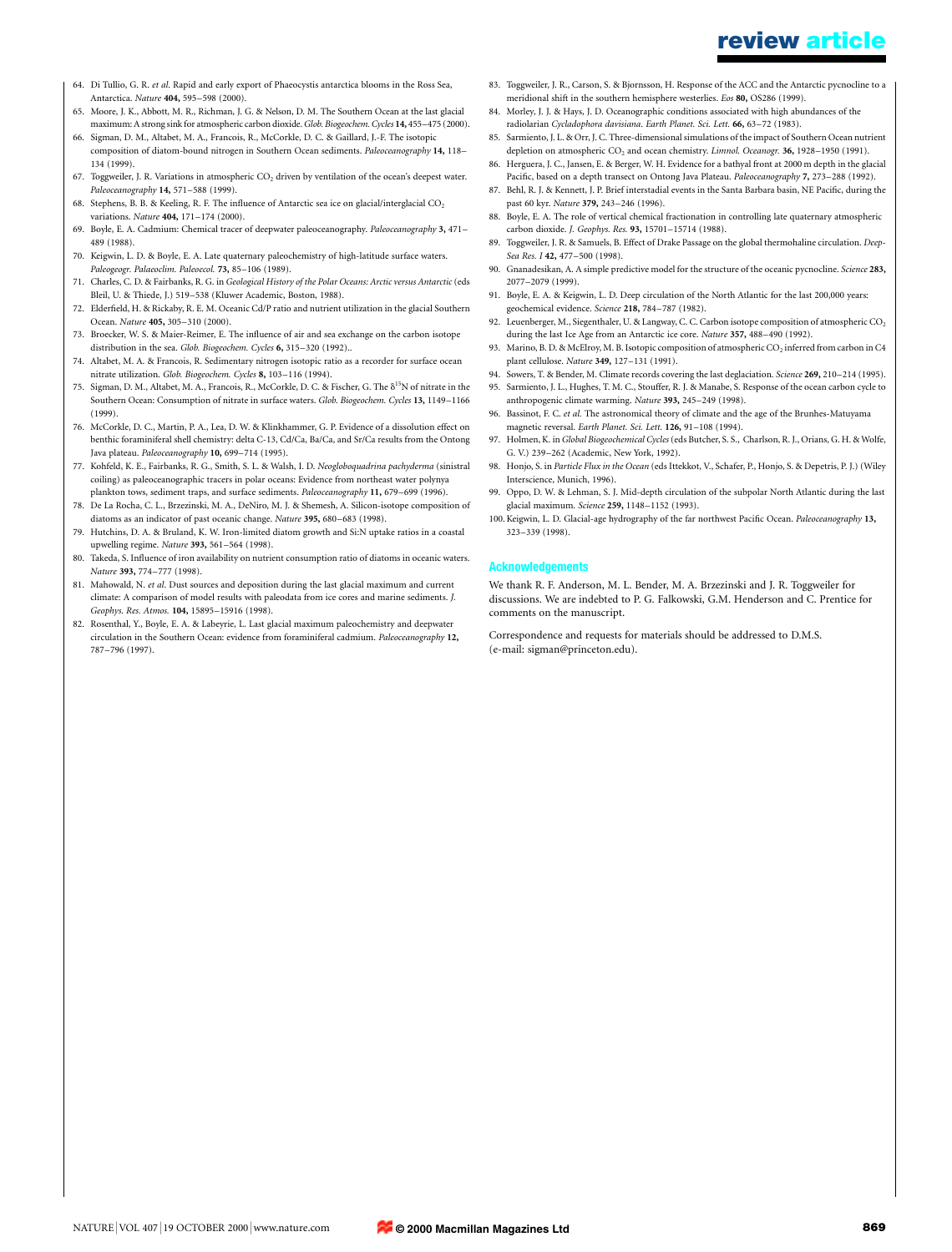64. Di Tullio, G. R. *et al.* Rapid and early export of Phaeocystis antarctica blooms in the Ross Sea, Antarctica. *Nature* **404,** 595–598 (2000).
65. Moore, J. K., Abbott, M. R., Richman, J. G. & Nelson, D. M. The Southern Ocean at the last glacial maximum: A strong sink for atmospheric carbon dioxide. *Glob. Biogeochem. Cycles* **14,** 455–475 (2000).
66. Sigman, D. M., Altabet, M. A., Francois, R., McCorkle, D. C. & Gaillard, J.-F. The isotopic composition of diatom-bound nitrogen in Southern Ocean sediments. *Paleoceanography* **14,** 118–134 (1999).
67. Toggweiler, J. R. Variations in atmospheric $CO_2$ driven by ventilation of the ocean's deepest water. *Paleoceanography* **14,** 571–588 (1999).
68. Stephens, B. B. & Keeling, R. F. The influence of Antarctic sea ice on glacial/interglacial $CO_2$ variations. *Nature* **404,** 171–174 (2000).
69. Boyle, E. A. Cadmium: Chemical tracer of deepwater paleoceanography. *Paleoceanography* **3,** 471–489 (1988).
70. Keigwin, L. D. & Boyle, E. A. Late quaternary paleochemistry of high-latitude surface waters. *Paleogeogr. Palaeoclim. Paleoecol.* **73,** 85–106 (1989).
71. Charles, C. D. & Fairbanks, R. G. in *Geological History of the Polar Oceans: Arctic versus Antarctic* (eds Bleil, U. & Thiede, J.) 519–538 (Kluwer Academic, Boston, 1988).
72. Elderfield, H. & Rickaby, R. E. M. Oceanic Cd/P ratio and nutrient utilization in the glacial Southern Ocean. *Nature* **405,** 305–310 (2000).
73. Broecker, W. S. & Maier-Reimer, E. The influence of air and sea exchange on the carbon isotope distribution in the sea. *Glob. Biogeochem. Cycles* **6,** 315–320 (1992)..
74. Altabet, M. A. & Francois, R. Sedimentary nitrogen isotopic ratio as a recorder for surface ocean nitrate utilization. *Glob. Biogeochem. Cycles* **8,** 103–116 (1994).
75. Sigman, D. M., Altabet, M. A., Francois, R., McCorkle, D. C. & Fischer, G. The $\delta^{15}N$ of nitrate in the Southern Ocean: Consumption of nitrate in surface waters. *Glob. Biogeochem. Cycles* **13,** 1149–1166 (1999).
76. McCorkle, D. C., Martin, P. A., Lea, D. W. & Klinkhammer, G. P. Evidence of a dissolution effect on benthic foraminiferal shell chemistry: delta C-13, Cd/Ca, Ba/Ca, and Sr/Ca results from the Ontong Java plateau. *Paleoceanography* **10,** 699–714 (1995).
77. Kohfeld, K. E., Fairbanks, R. G., Smith, S. L. & Walsh, I. D. *Neogloboquadrina pachyderma* (sinistral coiling) as paleoceanographic tracers in polar oceans: Evidence from northeast water polynya plankton tows, sediment traps, and surface sediments. *Paleoceanography* **11,** 679–699 (1996).
78. De La Rocha, C. L., Brzezinski, M. A., DeNiro, M. J. & Shemesh, A. Silicon-isotope composition of diatoms as an indicator of past oceanic change. *Nature* **395,** 680–683 (1998).
79. Hutchins, D. A. & Bruland, K. W. Iron-limited diatom growth and Si:N uptake ratios in a coastal upwelling regime. *Nature* **393,** 561–564 (1998).
80. Takeda, S. Influence of iron availability on nutrient consumption ratio of diatoms in oceanic waters. *Nature* **393,** 774–777 (1998).
81. Mahowald, N. *et al.* Dust sources and deposition during the last glacial maximum and current climate: A comparison of model results with paleodata from ice cores and marine sediments. *J. Geophys. Res. Atmos.* **104,** 15895–15916 (1998).
82. Rosenthal, Y., Boyle, E. A. & Labeyrie, L. Last glacial maximum paleochemistry and deepwater circulation in the Southern Ocean: evidence from foraminiferal cadmium. *Paleoceanography* **12,** 787–796 (1997).
83. Toggweiler, J. R., Carson, S. & Bjornsson, H. Response of the ACC and the Antarctic pycnocline to a meridional shift in the southern hemisphere westerlies. *Eos* **80,** OS286 (1999).
84. Morley, J. J. & Hays, J. D. Oceanographic conditions associated with high abundances of the radiolarian *Cycladophora davisiana*. *Earth Planet. Sci. Lett.* **66,** 63–72 (1983).
85. Sarmiento, J. L. & Orr, J. C. Three-dimensional simulations of the impact of Southern Ocean nutrient depletion on atmospheric $CO_2$ and ocean chemistry. *Limnol. Oceanogr.* **36,** 1928–1950 (1991).
86. Herguera, J. C., Jansen, E. & Berger, W. H. Evidence for a bathyal front at 2000 m depth in the glacial Pacific, based on a depth transect on Ontong Java Plateau. *Paleoceanography* **7,** 273–288 (1992).
87. Behl, R. J. & Kennett, J. P. Brief interstadial events in the Santa Barbara basin, NE Pacific, during the past 60 kyr. *Nature* **379,** 243–246 (1996).
88. Boyle, E. A. The role of vertical chemical fractionation in controlling late quaternary atmospheric carbon dioxide. *J. Geophys. Res.* **93,** 15701–15714 (1988).
89. Toggweiler, J. R. & Samuels, B. Effect of Drake Passage on the global thermohaline circulation. *Deep-Sea Res. I* **42,** 477–500 (1998).
90. Gnanadesikan, A. A simple predictive model for the structure of the oceanic pycnocline. *Science* **283,** 2077–2079 (1999).
91. Boyle, E. A. & Keigwin, L. D. Deep circulation of the North Atlantic for the last 200,000 years: geochemical evidence. *Science* **218,** 784–787 (1982).
92. Leuenberger, M., Siegenthaler, U. & Langway, C. C. Carbon isotope composition of atmospheric $CO_2$ during the last Ice Age from an Antarctic ice core. *Nature* **357,** 488–490 (1992).
93. Marino, B. D. & McElroy, M. B. Isotopic composition of atmospheric $CO_2$ inferred from carbon in C4 plant cellulose. *Nature* **349,** 127–131 (1991).
94. Sowers, T. & Bender, M. Climate records covering the last deglaciation. *Science* **269,** 210–214 (1995).
95. Sarmiento, J. L., Hughes, T. M. C., Stouffer, R. J. & Manabe, S. Response of the ocean carbon cycle to anthropogenic climate warming. *Nature* **393,** 245–249 (1998).
96. Bassinot, F. C. *et al.* The astronomical theory of climate and the age of the Brunhes-Matuyama magnetic reversal. *Earth Planet. Sci. Lett.* **126,** 91–108 (1994).
97. Holmen, K. in *Global Biogeochemical Cycles* (eds Butcher, S. S., Charlson, R. J., Orians, G. H. & Wolfe, G. V.) 239–262 (Academic, New York, 1992).
98. Honjo, S. in *Particle Flux in the Ocean* (eds Ittekkot, V., Schafer, P., Honjo, S. & Depetris, P. J.) (Wiley Interscience, Munich, 1996).
99. Oppo, D. W. & Lehman, S. J. Mid-depth circulation of the subpolar North Atlantic during the last glacial maximum. *Science* **259,** 1148–1152 (1993).
100. Keigwin, L. D. Glacial-age hydrography of the far northwest Pacific Ocean. *Paleoceanography* **13,** 323–339 (1998).

### Acknowledgements

We thank R. F. Anderson, M. L. Bender, M. A. Brzezinski and J. R. Toggweiler for discussions. We are indebted to P. G. Falkowski, G.M. Henderson and C. Prentice for comments on the manuscript.

Correspondence and requests for materials should be addressed to D.M.S. (e-mail: sigman@princeton.edu).